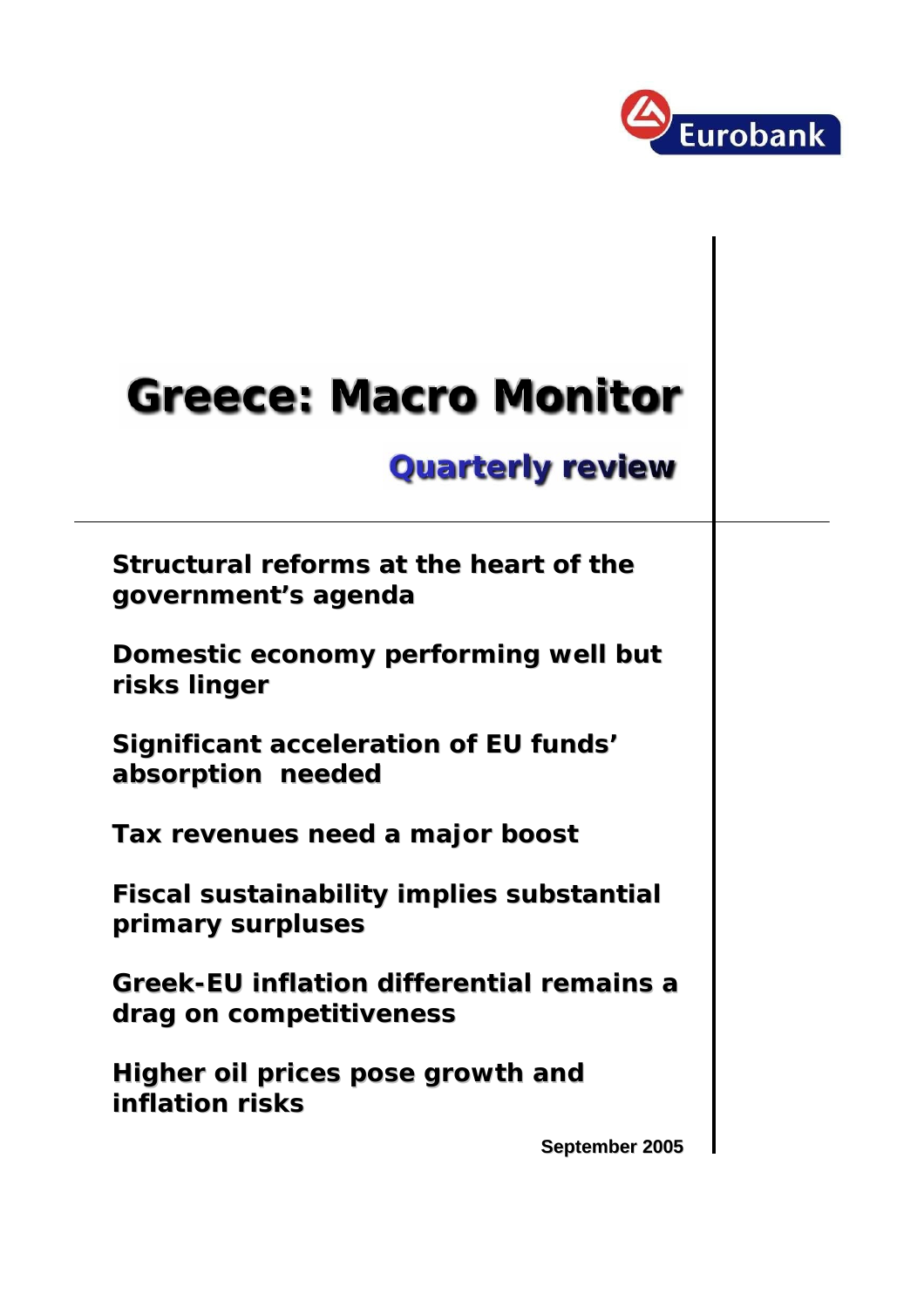Eurobank

# Greece: Macro Monitor

## Quarterly review

**Structural reforms at the heart of the government's agenda**

**Domestic economy performing well but risks linger**

**Significant acceleration of EU funds' absorption needed**

**Tax revenues need a major boost**

**Fiscal sustainability implies substantial primary surpluses**

**Greek-EU inflation differential remains a drag on competitiveness**

**Higher oil prices pose growth and inflation risks**

**September 2005**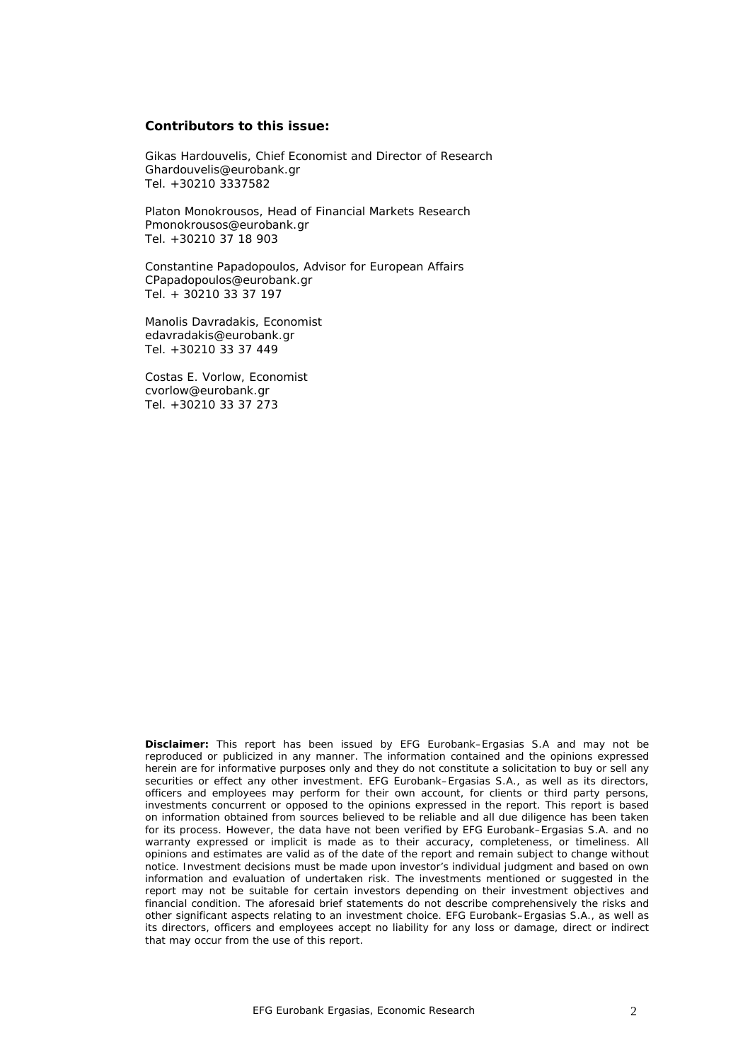**Contributors to this issue:**

Gikas Hardouvelis, Chief Economist and Director of Research
Ghardouvelis@eurobank.gr
Tel. +30210 3337582

Platon Monokrousos, Head of Financial Markets Research
Pmonokrousos@eurobank.gr
Tel. +30210 37 18 903

Constantine Papadopoulos, Advisor for European Affairs
CPapadopoulos@eurobank.gr
Tel. + 30210 33 37 197

Manolis Davradakis, Economist
edavradakis@eurobank.gr
Tel. +30210 33 37 449

Costas E. Vorlow, Economist
cvorlow@eurobank.gr
Tel. +30210 33 37 273

**Disclaimer:** This report has been issued by EFG Eurobank–Ergasias S.A and may not be reproduced or publicized in any manner. The information contained and the opinions expressed herein are for informative purposes only and they do not constitute a solicitation to buy or sell any securities or effect any other investment. EFG Eurobank–Ergasias S.A., as well as its directors, officers and employees may perform for their own account, for clients or third party persons, investments concurrent or opposed to the opinions expressed in the report. This report is based on information obtained from sources believed to be reliable and all due diligence has been taken for its process. However, the data have not been verified by EFG Eurobank–Ergasias S.A. and no warranty expressed or implicit is made as to their accuracy, completeness, or timeliness. All opinions and estimates are valid as of the date of the report and remain subject to change without notice. Investment decisions must be made upon investor's individual judgment and based on own information and evaluation of undertaken risk. The investments mentioned or suggested in the report may not be suitable for certain investors depending on their investment objectives and financial condition. The aforesaid brief statements do not describe comprehensively the risks and other significant aspects relating to an investment choice. EFG Eurobank–Ergasias S.A., as well as its directors, officers and employees accept no liability for any loss or damage, direct or indirect that may occur from the use of this report.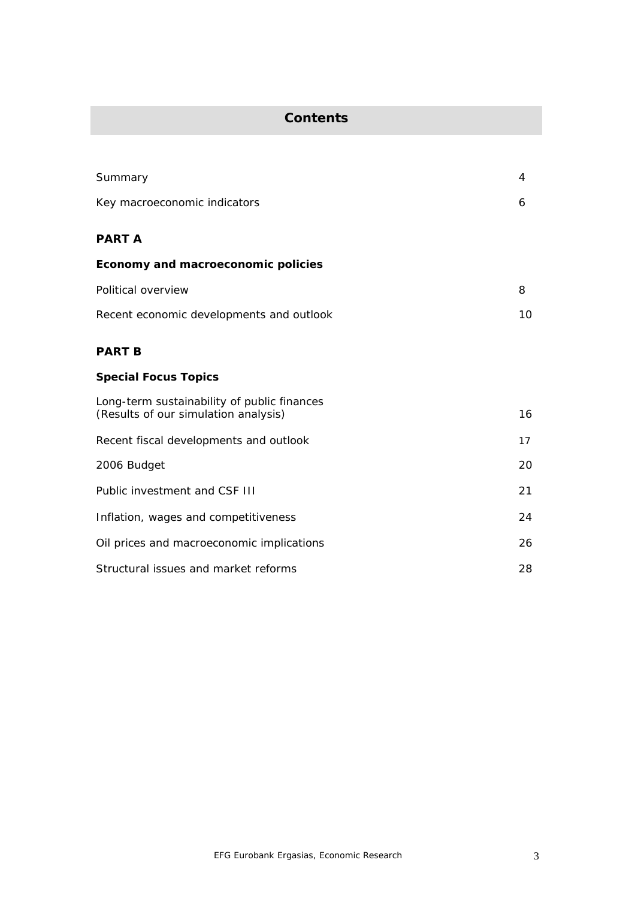# Contents

| | |
|---|---|
| Summary | 4 |
| Key macroeconomic indicators | 6 |
| **PART A** | |
| **Economy and macroeconomic policies** | |
| Political overview | 8 |
| Recent economic developments and outlook | 10 |
| **PART B** | |
| **Special Focus Topics** | |
| Long-term sustainability of public finances (Results of our simulation analysis) | 16 |
| Recent fiscal developments and outlook | 17 |
| 2006 Budget | 20 |
| Public investment and CSF III | 21 |
| Inflation, wages and competitiveness | 24 |
| Oil prices and macroeconomic implications | 26 |
| Structural issues and market reforms | 28 |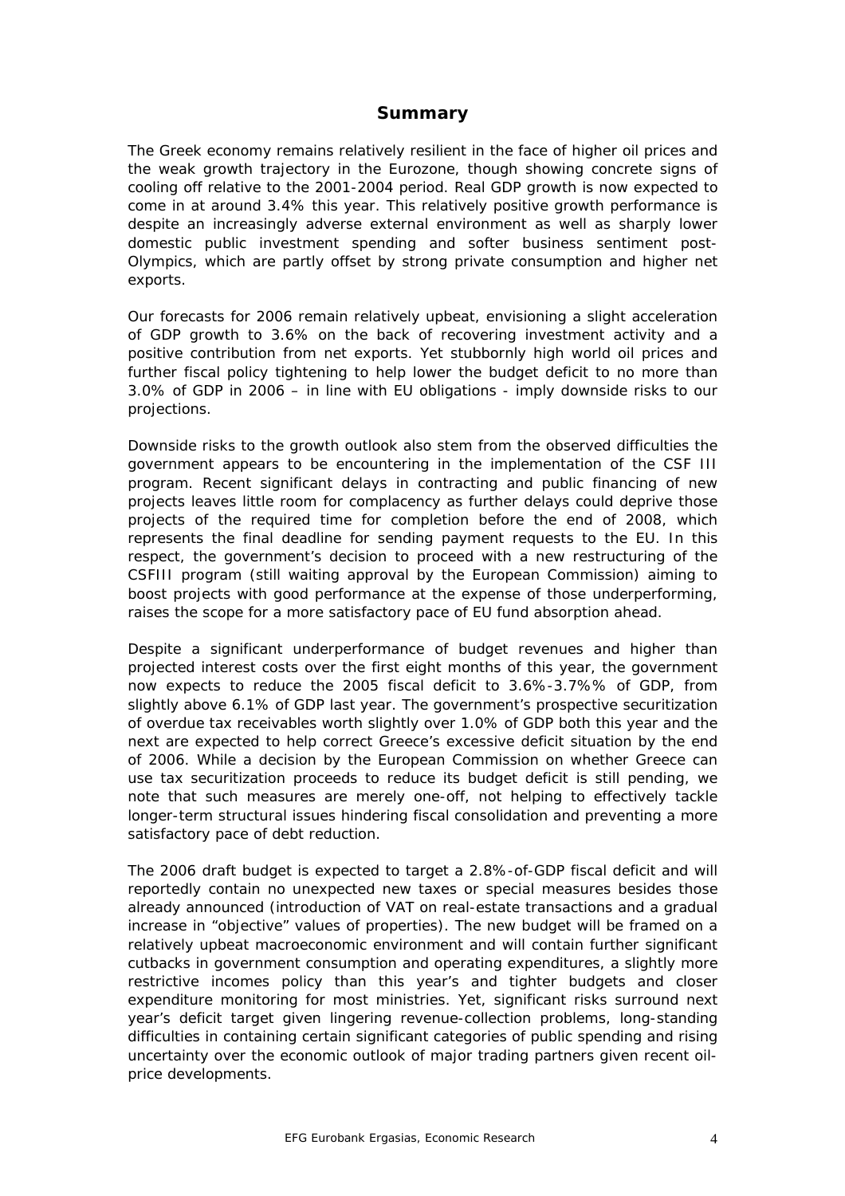## Summary

The Greek economy remains relatively resilient in the face of higher oil prices and the weak growth trajectory in the Eurozone, though showing concrete signs of cooling off relative to the 2001-2004 period. Real GDP growth is now expected to come in at around 3.4% this year. This relatively positive growth performance is despite an increasingly adverse external environment as well as sharply lower domestic public investment spending and softer business sentiment post-Olympics, which are partly offset by strong private consumption and higher net exports.

Our forecasts for 2006 remain relatively upbeat, envisioning a slight acceleration of GDP growth to 3.6% on the back of recovering investment activity and a positive contribution from net exports. Yet stubbornly high world oil prices and further fiscal policy tightening to help lower the budget deficit to no more than 3.0% of GDP in 2006 – in line with EU obligations - imply downside risks to our projections.

Downside risks to the growth outlook also stem from the observed difficulties the government appears to be encountering in the implementation of the CSF III program. Recent significant delays in contracting and public financing of new projects leaves little room for complacency as further delays could deprive those projects of the required time for completion before the end of 2008, which represents the final deadline for sending payment requests to the EU. In this respect, the government's decision to proceed with a new restructuring of the CSFIII program (still waiting approval by the European Commission) aiming to boost projects with good performance at the expense of those underperforming, raises the scope for a more satisfactory pace of EU fund absorption ahead.

Despite a significant underperformance of budget revenues and higher than projected interest costs over the first eight months of this year, the government now expects to reduce the 2005 fiscal deficit to 3.6%-3.7%% of GDP, from slightly above 6.1% of GDP last year. The government's prospective securitization of overdue tax receivables worth slightly over 1.0% of GDP both this year and the next are expected to help correct Greece's excessive deficit situation by the end of 2006. While a decision by the European Commission on whether Greece can use tax securitization proceeds to reduce its budget deficit is still pending, we note that such measures are merely one-off, not helping to effectively tackle longer-term structural issues hindering fiscal consolidation and preventing a more satisfactory pace of debt reduction.

The 2006 draft budget is expected to target a 2.8%-of-GDP fiscal deficit and will reportedly contain no unexpected new taxes or special measures besides those already announced (introduction of VAT on real-estate transactions and a gradual increase in "objective" values of properties). The new budget will be framed on a relatively upbeat macroeconomic environment and will contain further significant cutbacks in government consumption and operating expenditures, a slightly more restrictive incomes policy than this year's and tighter budgets and closer expenditure monitoring for most ministries. Yet, significant risks surround next year's deficit target given lingering revenue-collection problems, long-standing difficulties in containing certain significant categories of public spending and rising uncertainty over the economic outlook of major trading partners given recent oil-price developments.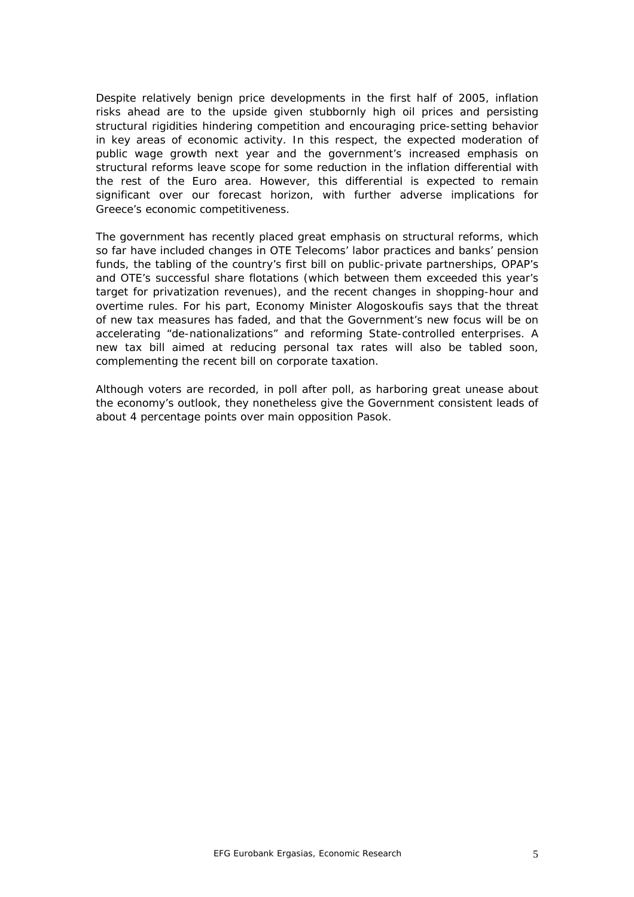Despite relatively benign price developments in the first half of 2005, inflation risks ahead are to the upside given stubbornly high oil prices and persisting structural rigidities hindering competition and encouraging price-setting behavior in key areas of economic activity. In this respect, the expected moderation of public wage growth next year and the government's increased emphasis on structural reforms leave scope for some reduction in the inflation differential with the rest of the Euro area. However, this differential is expected to remain significant over our forecast horizon, with further adverse implications for Greece's economic competitiveness.

The government has recently placed great emphasis on structural reforms, which so far have included changes in OTE Telecoms' labor practices and banks' pension funds, the tabling of the country's first bill on public-private partnerships, OPAP's and OTE's successful share flotations (which between them exceeded this year's target for privatization revenues), and the recent changes in shopping-hour and overtime rules. For his part, Economy Minister Alogoskoufis says that the threat of new tax measures has faded, and that the Government's new focus will be on accelerating "de-nationalizations" and reforming State-controlled enterprises. A new tax bill aimed at reducing personal tax rates will also be tabled soon, complementing the recent bill on corporate taxation.

Although voters are recorded, in poll after poll, as harboring great unease about the economy's outlook, they nonetheless give the Government consistent leads of about 4 percentage points over main opposition Pasok.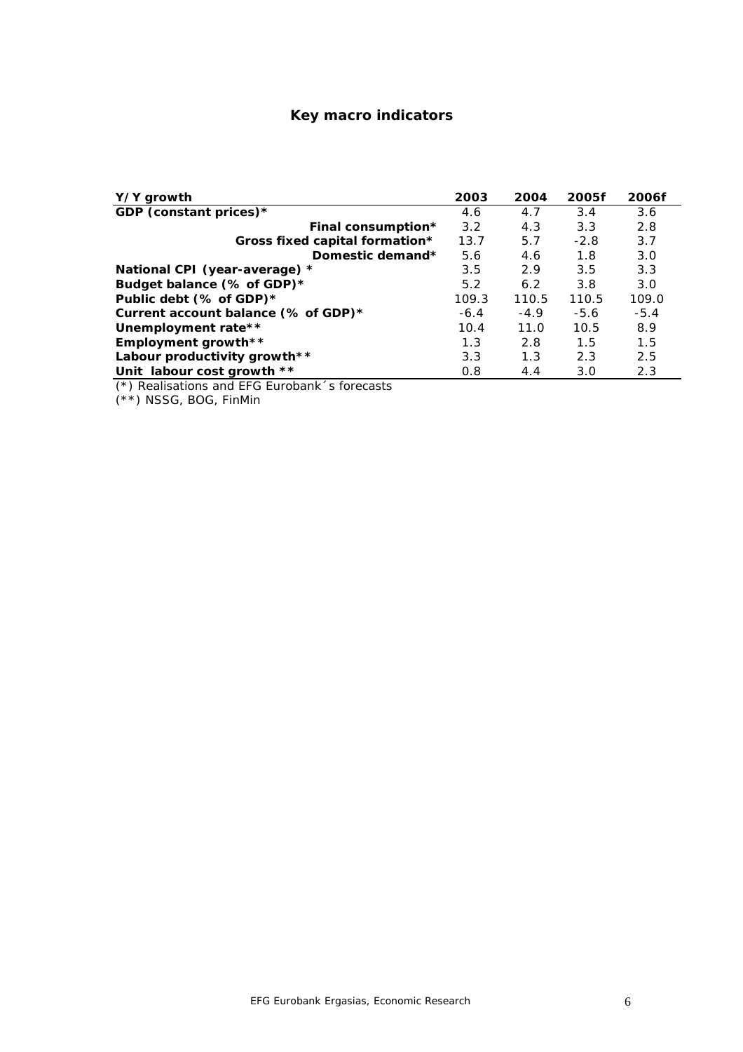## Key macro indicators

| Y/Y growth | 2003 | 2004 | 2005f | 2006f |
|---|---|---|---|---|
| **GDP (constant prices)*** | 4.6 | 4.7 | 3.4 | 3.6 |
| **Final consumption*** | 3.2 | 4.3 | 3.3 | 2.8 |
| **Gross fixed capital formation*** | 13.7 | 5.7 | -2.8 | 3.7 |
| **Domestic demand*** | 5.6 | 4.6 | 1.8 | 3.0 |
| **National CPI (year-average) *** | 3.5 | 2.9 | 3.5 | 3.3 |
| **Budget balance (% of GDP)*** | 5.2 | 6.2 | 3.8 | 3.0 |
| **Public debt (% of GDP)*** | 109.3 | 110.5 | 110.5 | 109.0 |
| **Current account balance (% of GDP)*** | -6.4 | -4.9 | -5.6 | -5.4 |
| **Unemployment rate**** | 10.4 | 11.0 | 10.5 | 8.9 |
| **Employment growth**** | 1.3 | 2.8 | 1.5 | 1.5 |
| **Labour productivity growth**** | 3.3 | 1.3 | 2.3 | 2.5 |
| **Unit labour cost growth **** | 0.8 | 4.4 | 3.0 | 2.3 |

(*) Realisations and EFG Eurobank´s forecasts

(**) NSSG, BOG, FinMin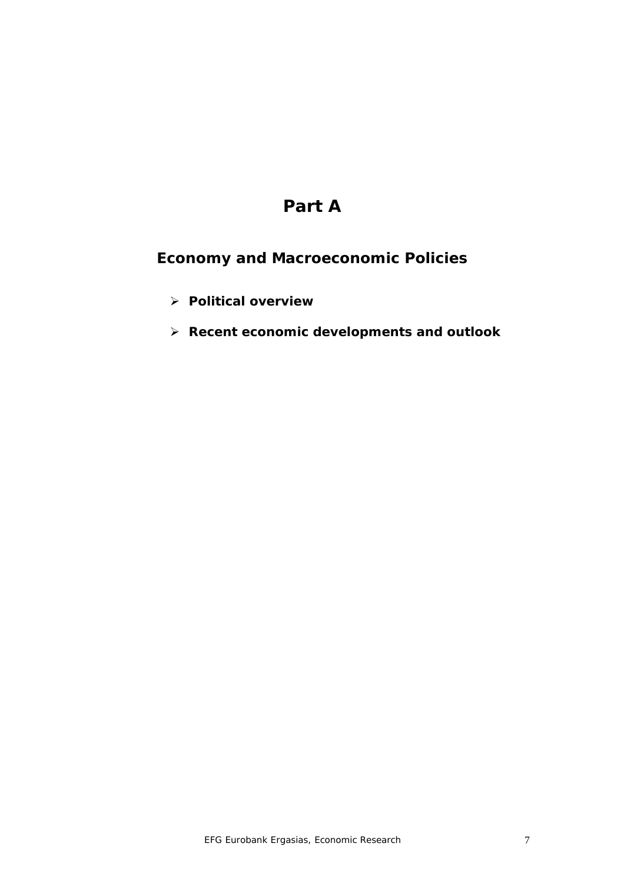# Part A

## Economy and Macroeconomic Policies

- **Political overview**
- **Recent economic developments and outlook**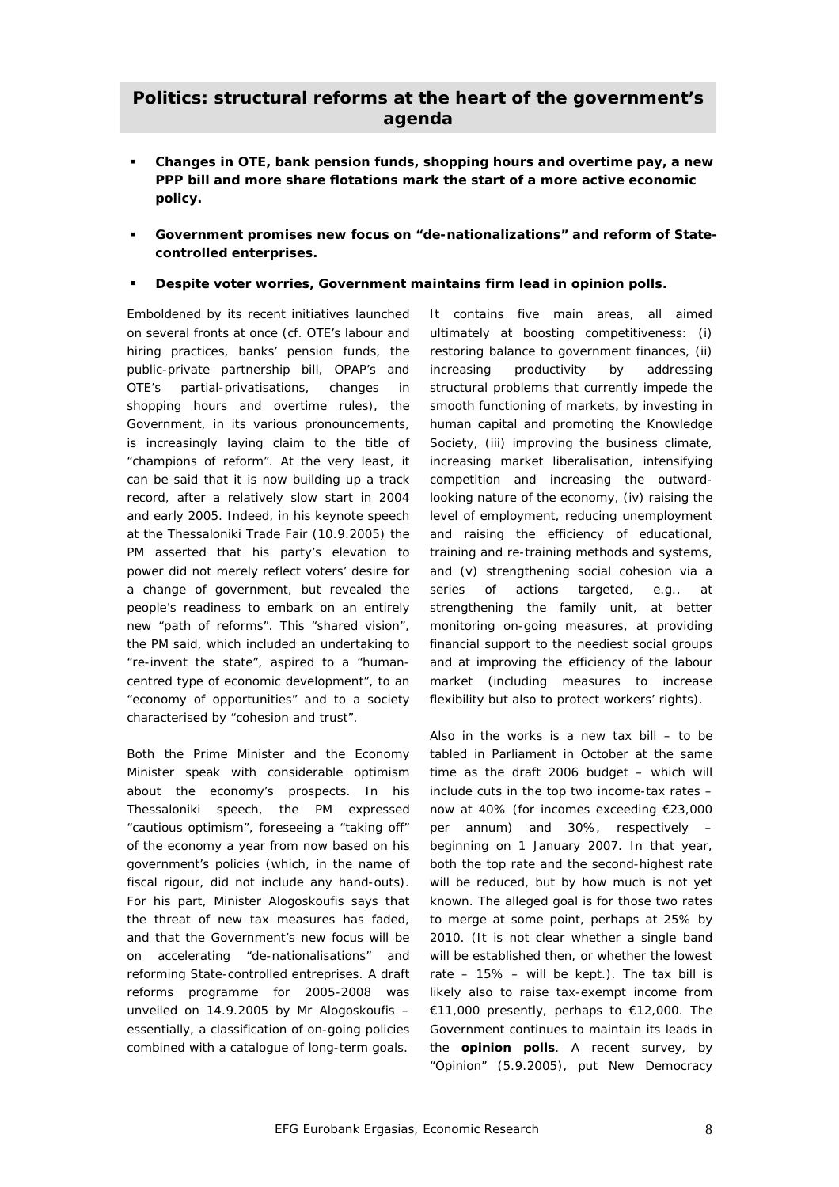## Politics: structural reforms at the heart of the government's agenda

- **Changes in OTE, bank pension funds, shopping hours and overtime pay, a new PPP bill and more share flotations mark the start of a more active economic policy.**
- **Government promises new focus on "de-nationalizations" and reform of State-controlled enterprises.**
- **Despite voter worries, Government maintains firm lead in opinion polls.**

Emboldened by its recent initiatives launched on several fronts at once (cf. OTE's labour and hiring practices, banks' pension funds, the public-private partnership bill, OPAP's and OTE's partial-privatisations, changes in shopping hours and overtime rules), the Government, in its various pronouncements, is increasingly laying claim to the title of "champions of reform". At the very least, it can be said that it is now building up a track record, after a relatively slow start in 2004 and early 2005. Indeed, in his keynote speech at the Thessaloniki Trade Fair (10.9.2005) the PM asserted that his party's elevation to power did not merely reflect voters' desire for a change of government, but revealed the people's readiness to embark on an entirely new "path of reforms". This "shared vision", the PM said, which included an undertaking to "re-invent the state", aspired to a "human-centred type of economic development", to an "economy of opportunities" and to a society characterised by "cohesion and trust".

Both the Prime Minister and the Economy Minister speak with considerable optimism about the economy's prospects. In his Thessaloniki speech, the PM expressed "cautious optimism", foreseeing a "taking off" of the economy a year from now based on his government's policies (which, in the name of fiscal rigour, did not include any hand-outs). For his part, Minister Alogoskoufis says that the threat of new tax measures has faded, and that the Government's new focus will be on accelerating "de-nationalisations" and reforming State-controlled entreprises. A draft reforms programme for 2005-2008 was unveiled on 14.9.2005 by Mr Alogoskoufis – essentially, a classification of on-going policies combined with a catalogue of long-term goals.

It contains five main areas, all aimed ultimately at boosting competitiveness: (i) restoring balance to government finances, (ii) increasing productivity by addressing structural problems that currently impede the smooth functioning of markets, by investing in human capital and promoting the Knowledge Society, (iii) improving the business climate, increasing market liberalisation, intensifying competition and increasing the outward-looking nature of the economy, (iv) raising the level of employment, reducing unemployment and raising the efficiency of educational, training and re-training methods and systems, and (v) strengthening social cohesion via a series of actions targeted, e.g., at strengthening the family unit, at better monitoring on-going measures, at providing financial support to the neediest social groups and at improving the efficiency of the labour market (including measures to increase flexibility but also to protect workers' rights).

Also in the works is a new tax bill – to be tabled in Parliament in October at the same time as the draft 2006 budget – which will include cuts in the top two income-tax rates – now at 40% (for incomes exceeding €23,000 per annum) and 30%, respectively – beginning on 1 January 2007. In that year, both the top rate and the second-highest rate will be reduced, but by how much is not yet known. The alleged goal is for those two rates to merge at some point, perhaps at 25% by 2010. (It is not clear whether a single band will be established then, or whether the lowest rate – 15% – will be kept.). The tax bill is likely also to raise tax-exempt income from €11,000 presently, perhaps to €12,000. The Government continues to maintain its leads in the **opinion polls**. A recent survey, by "Opinion" (5.9.2005), put New Democracy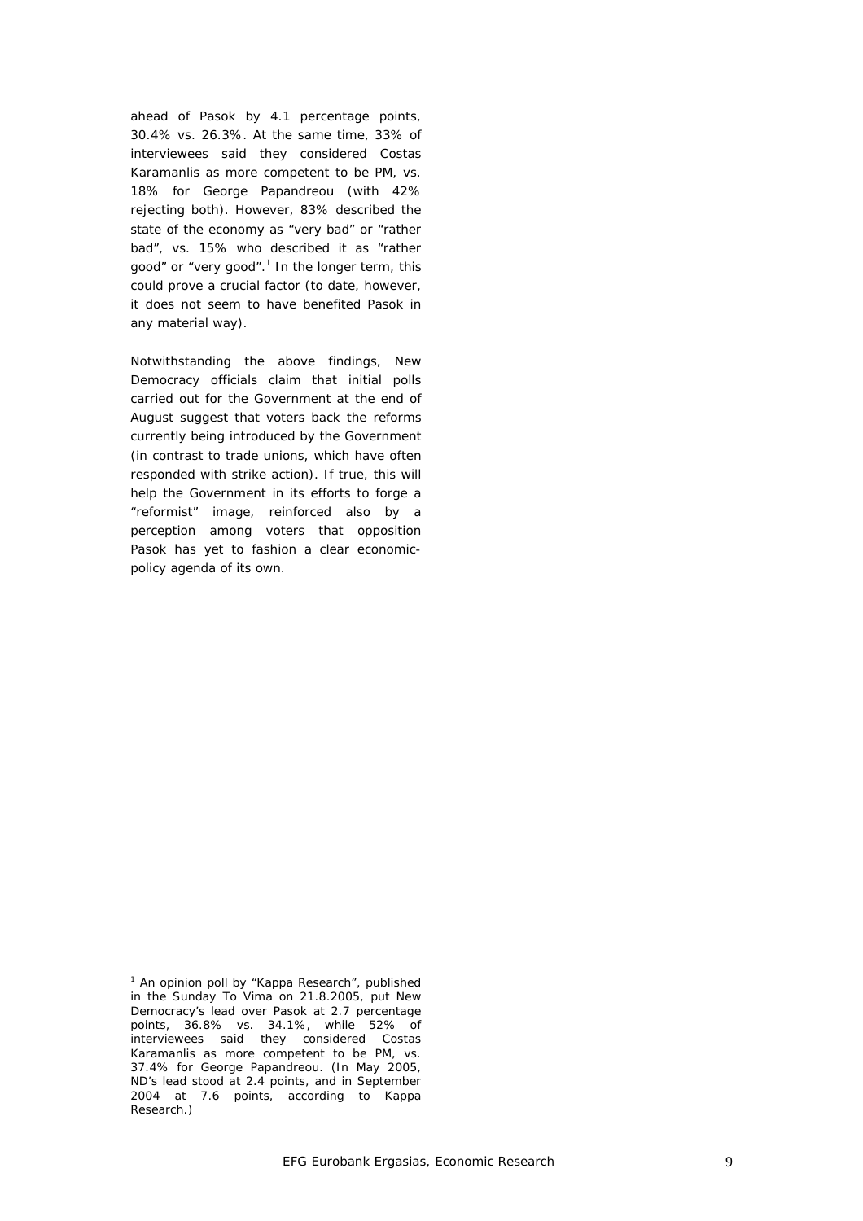ahead of Pasok by 4.1 percentage points, 30.4% vs. 26.3%. At the same time, 33% of interviewees said they considered Costas Karamanlis as more competent to be PM, vs. 18% for George Papandreou (with 42% rejecting both). However, 83% described the state of the economy as "very bad" or "rather bad", vs. 15% who described it as "rather good" or "very good".[1] In the longer term, this could prove a crucial factor (to date, however, it does not seem to have benefited Pasok in any material way).

Notwithstanding the above findings, New Democracy officials claim that initial polls carried out for the Government at the end of August suggest that voters back the reforms currently being introduced by the Government (in contrast to trade unions, which have often responded with strike action). If true, this will help the Government in its efforts to forge a "reformist" image, reinforced also by a perception among voters that opposition Pasok has yet to fashion a clear economic-policy agenda of its own.

[1] An opinion poll by "Kappa Research", published in the Sunday To Vima on 21.8.2005, put New Democracy's lead over Pasok at 2.7 percentage points, 36.8% vs. 34.1%, while 52% of interviewees said they considered Costas Karamanlis as more competent to be PM, vs. 37.4% for George Papandreou. (In May 2005, ND's lead stood at 2.4 points, and in September 2004 at 7.6 points, according to Kappa Research.)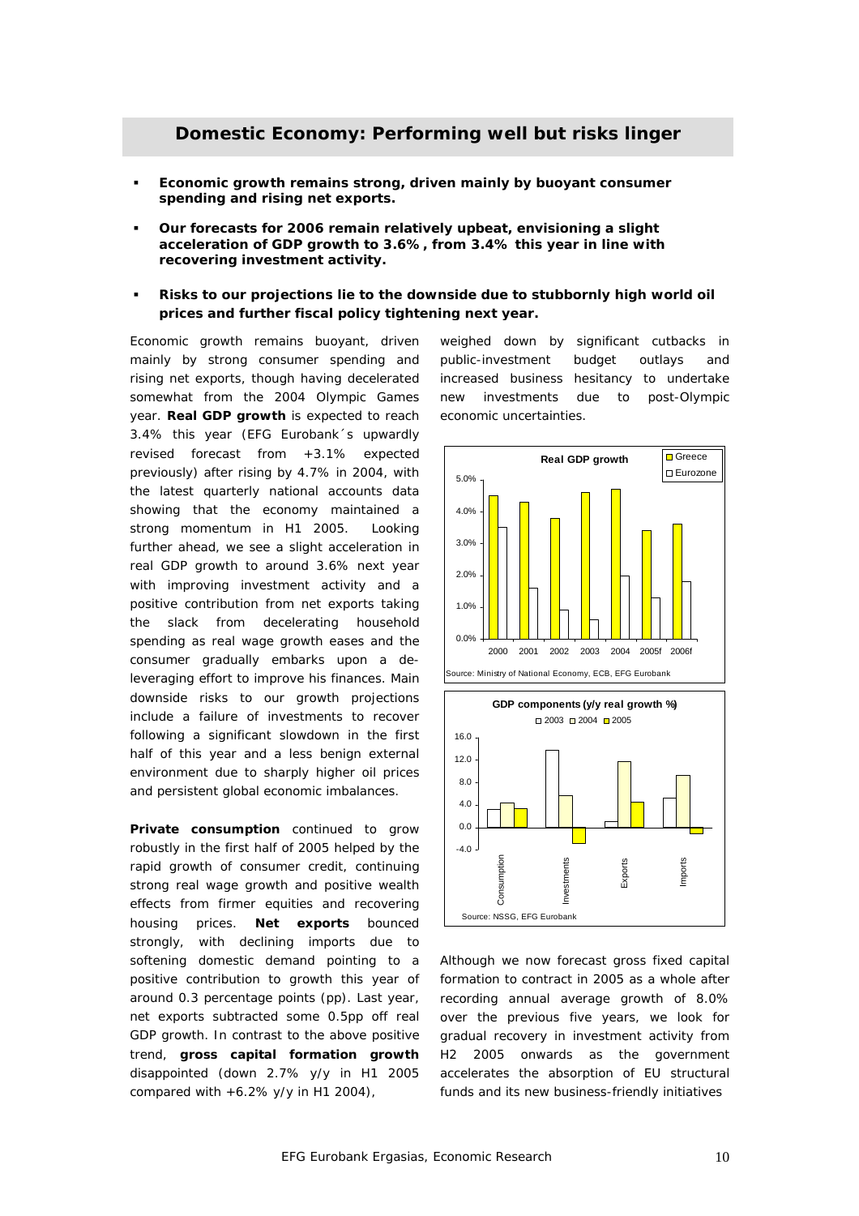## Domestic Economy: Performing well but risks linger

- **Economic growth remains strong, driven mainly by buoyant consumer spending and rising net exports.**
- **Our forecasts for 2006 remain relatively upbeat, envisioning a slight acceleration of GDP growth to 3.6%, from 3.4% this year in line with recovering investment activity.**
- **Risks to our projections lie to the downside due to stubbornly high world oil prices and further fiscal policy tightening next year.**

Economic growth remains buoyant, driven mainly by strong consumer spending and rising net exports, though having decelerated somewhat from the 2004 Olympic Games year. **Real GDP growth** is expected to reach 3.4% this year (EFG Eurobank´s upwardly revised forecast from +3.1% expected previously) after rising by 4.7% in 2004, with the latest quarterly national accounts data showing that the economy maintained a strong momentum in H1 2005. Looking further ahead, we see a slight acceleration in real GDP growth to around 3.6% next year with improving investment activity and a positive contribution from net exports taking the slack from decelerating household spending as real wage growth eases and the consumer gradually embarks upon a de-leveraging effort to improve his finances. Main downside risks to our growth projections include a failure of investments to recover following a significant slowdown in the first half of this year and a less benign external environment due to sharply higher oil prices and persistent global economic imbalances.

**Private consumption** continued to grow robustly in the first half of 2005 helped by the rapid growth of consumer credit, continuing strong real wage growth and positive wealth effects from firmer equities and recovering housing prices. **Net exports** bounced strongly, with declining imports due to softening domestic demand pointing to a positive contribution to growth this year of around 0.3 percentage points (pp). Last year, net exports subtracted some 0.5pp off real GDP growth. In contrast to the above positive trend, **gross capital formation growth** disappointed (down 2.7% y/y in H1 2005 compared with +6.2% y/y in H1 2004), weighed down by significant cutbacks in public-investment budget outlays and increased business hesitancy to undertake new investments due to post-Olympic economic uncertainties.

**Real GDP growth**

| | 2000 | 2001 | 2002 | 2003 | 2004 | 2005f | 2006f |
|---|---|---|---|---|---|---|---|
| Greece | 4.5% | 4.3% | 3.8% | 4.6% | 4.7% | 3.4% | 3.6% |
| Eurozone | 3.5% | 1.6% | 0.9% | 0.6% | 2.0% | 1.3% | 1.8% |

Source: Ministry of National Economy, ECB, EFG Eurobank

**GDP components (y/y real growth %)**

| | 2003 | 2004 | 2005 |
|---|---|---|---|
| Consumption | 3.2 | 4.4 | 3.4 |
| Investments | 13.8 | 5.7 | -2.7 |
| Exports | 1.0 | 11.7 | 4.5 |
| Imports | 5.3 | 9.3 | -1.3 |

Source: NSSG, EFG Eurobank

Although we now forecast gross fixed capital formation to contract in 2005 as a whole after recording annual average growth of 8.0% over the previous five years, we look for gradual recovery in investment activity from H2 2005 onwards as the government accelerates the absorption of EU structural funds and its new business-friendly initiatives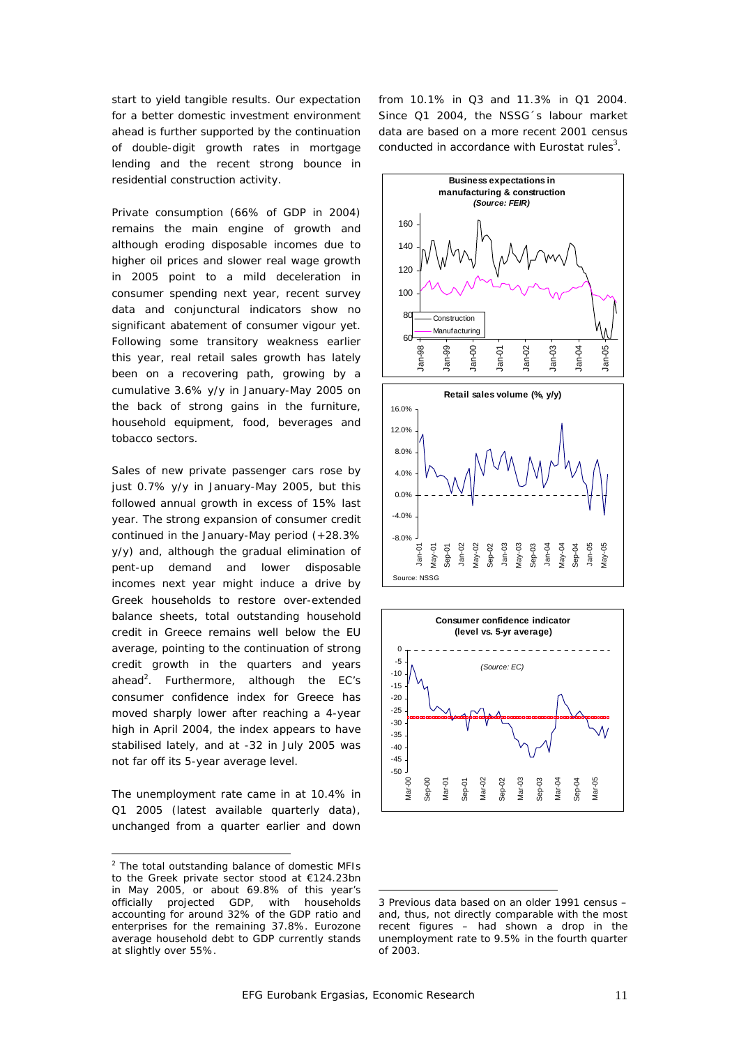start to yield tangible results. Our expectation for a better domestic investment environment ahead is further supported by the continuation of double-digit growth rates in mortgage lending and the recent strong bounce in residential construction activity.

Private consumption (66% of GDP in 2004) remains the main engine of growth and although eroding disposable incomes due to higher oil prices and slower real wage growth in 2005 point to a mild deceleration in consumer spending next year, recent survey data and conjunctural indicators show no significant abatement of consumer vigour yet. Following some transitory weakness earlier this year, real retail sales growth has lately been on a recovering path, growing by a cumulative 3.6% y/y in January-May 2005 on the back of strong gains in the furniture, household equipment, food, beverages and tobacco sectors.

Sales of new private passenger cars rose by just 0.7% y/y in January-May 2005, but this followed annual growth in excess of 15% last year. The strong expansion of consumer credit continued in the January-May period (+28.3% y/y) and, although the gradual elimination of pent-up demand and lower disposable incomes next year might induce a drive by Greek households to restore over-extended balance sheets, total outstanding household credit in Greece remains well below the EU average, pointing to the continuation of strong credit growth in the quarters and years ahead[2]. Furthermore, although the EC's consumer confidence index for Greece has moved sharply lower after reaching a 4-year high in April 2004, the index appears to have stabilised lately, and at -32 in July 2005 was not far off its 5-year average level.

The unemployment rate came in at 10.4% in Q1 2005 (latest available quarterly data), unchanged from a quarter earlier and down from 10.1% in Q3 and 11.3% in Q1 2004. Since Q1 2004, the NSSG´s labour market data are based on a more recent 2001 census conducted in accordance with Eurostat rules[3].

**Business expectations in manufacturing & construction**
*(Source: FEIR)*

**Retail sales volume (%, y/y)**
Source: NSSG

**Consumer confidence indicator (level vs. 5-yr average)**
*(Source: EC)*

[2] The total outstanding balance of domestic MFIs to the Greek private sector stood at €124.23bn in May 2005, or about 69.8% of this year's officially projected GDP, with households accounting for around 32% of the GDP ratio and enterprises for the remaining 37.8%. Eurozone average household debt to GDP currently stands at slightly over 55%.

3 Previous data based on an older 1991 census – and, thus, not directly comparable with the most recent figures – had shown a drop in the unemployment rate to 9.5% in the fourth quarter of 2003.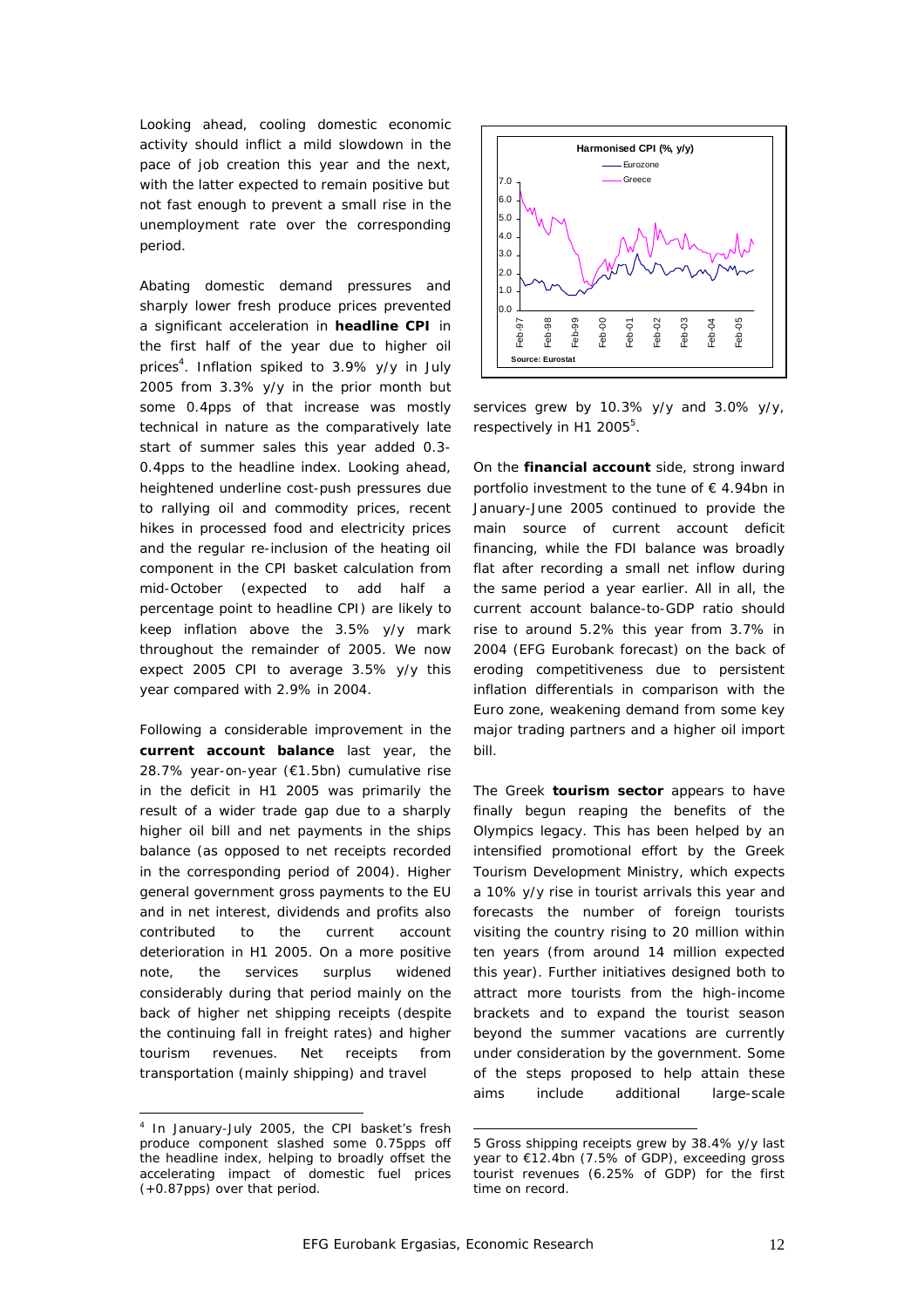Looking ahead, cooling domestic economic activity should inflict a mild slowdown in the pace of job creation this year and the next, with the latter expected to remain positive but not fast enough to prevent a small rise in the unemployment rate over the corresponding period.

Abating domestic demand pressures and sharply lower fresh produce prices prevented a significant acceleration in **headline CPI** in the first half of the year due to higher oil prices[4]. Inflation spiked to 3.9% y/y in July 2005 from 3.3% y/y in the prior month but some 0.4pps of that increase was mostly technical in nature as the comparatively late start of summer sales this year added 0.3-0.4pps to the headline index. Looking ahead, heightened underline cost-push pressures due to rallying oil and commodity prices, recent hikes in processed food and electricity prices and the regular re-inclusion of the heating oil component in the CPI basket calculation from mid-October (expected to add half a percentage point to headline CPI) are likely to keep inflation above the 3.5% y/y mark throughout the remainder of 2005. We now expect 2005 CPI to average 3.5% y/y this year compared with 2.9% in 2004.

Following a considerable improvement in the **current account balance** last year, the 28.7% year-on-year (€1.5bn) cumulative rise in the deficit in H1 2005 was primarily the result of a wider trade gap due to a sharply higher oil bill and net payments in the ships balance (as opposed to net receipts recorded in the corresponding period of 2004). Higher general government gross payments to the EU and in net interest, dividends and profits also contributed to the current account deterioration in H1 2005. On a more positive note, the services surplus widened considerably during that period mainly on the back of higher net shipping receipts (despite the continuing fall in freight rates) and higher tourism revenues. Net receipts from transportation (mainly shipping) and travel services grew by 10.3% y/y and 3.0% y/y, respectively in H1 2005[5].

**Harmonised CPI (%, y/y)** — Eurozone, Greece

Source: Eurostat

On the **financial account** side, strong inward portfolio investment to the tune of € 4.94bn in January-June 2005 continued to provide the main source of current account deficit financing, while the FDI balance was broadly flat after recording a small net inflow during the same period a year earlier. All in all, the current account balance-to-GDP ratio should rise to around 5.2% this year from 3.7% in 2004 (EFG Eurobank forecast) on the back of eroding competitiveness due to persistent inflation differentials in comparison with the Euro zone, weakening demand from some key major trading partners and a higher oil import bill.

The Greek **tourism sector** appears to have finally begun reaping the benefits of the Olympics legacy. This has been helped by an intensified promotional effort by the Greek Tourism Development Ministry, which expects a 10% y/y rise in tourist arrivals this year and forecasts the number of foreign tourists visiting the country rising to 20 million within ten years (from around 14 million expected this year). Further initiatives designed both to attract more tourists from the high-income brackets and to expand the tourist season beyond the summer vacations are currently under consideration by the government. Some of the steps proposed to help attain these aims include additional large-scale

---

[4] In January-July 2005, the CPI basket's fresh produce component slashed some 0.75pps off the headline index, helping to broadly offset the accelerating impact of domestic fuel prices (+0.87pps) over that period.

[5] Gross shipping receipts grew by 38.4% y/y last year to €12.4bn (7.5% of GDP), exceeding gross tourist revenues (6.25% of GDP) for the first time on record.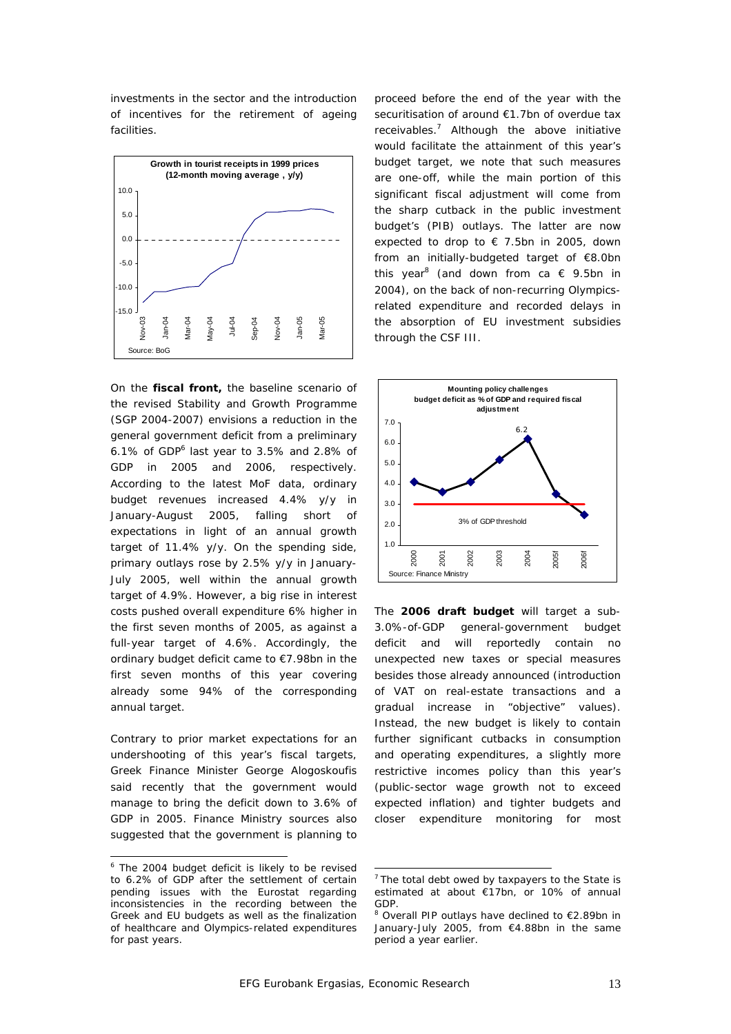investments in the sector and the introduction of incentives for the retirement of ageing facilities.

**Growth in tourist receipts in 1999 prices (12-month moving average , y/y)**

Source: BoG

On the **fiscal front,** the baseline scenario of the revised Stability and Growth Programme (SGP 2004-2007) envisions a reduction in the general government deficit from a preliminary 6.1% of GDP[6] last year to 3.5% and 2.8% of GDP in 2005 and 2006, respectively. According to the latest MoF data, ordinary budget revenues increased 4.4% y/y in January-August 2005, falling short of expectations in light of an annual growth target of 11.4% y/y. On the spending side, primary outlays rose by 2.5% y/y in January-July 2005, well within the annual growth target of 4.9%. However, a big rise in interest costs pushed overall expenditure 6% higher in the first seven months of 2005, as against a full-year target of 4.6%. Accordingly, the ordinary budget deficit came to €7.98bn in the first seven months of this year covering already some 94% of the corresponding annual target.

Contrary to prior market expectations for an undershooting of this year's fiscal targets, Greek Finance Minister George Alogoskoufis said recently that the government would manage to bring the deficit down to 3.6% of GDP in 2005. Finance Ministry sources also suggested that the government is planning to proceed before the end of the year with the securitisation of around €1.7bn of overdue tax receivables.[7] Although the above initiative would facilitate the attainment of this year's budget target, we note that such measures are one-off, while the main portion of this significant fiscal adjustment will come from the sharp cutback in the public investment budget's (PIB) outlays. The latter are now expected to drop to € 7.5bn in 2005, down from an initially-budgeted target of €8.0bn this year[8] (and down from ca € 9.5bn in 2004), on the back of non-recurring Olympics-related expenditure and recorded delays in the absorption of EU investment subsidies through the CSF III.

**Mounting policy challenges budget deficit as % of GDP and required fiscal adjustment**

Source: Finance Ministry

The **2006 draft budget** will target a sub-3.0%-of-GDP general-government budget deficit and will reportedly contain no unexpected new taxes or special measures besides those already announced (introduction of VAT on real-estate transactions and a gradual increase in "objective" values). Instead, the new budget is likely to contain further significant cutbacks in consumption and operating expenditures, a slightly more restrictive incomes policy than this year's (public-sector wage growth not to exceed expected inflation) and tighter budgets and closer expenditure monitoring for most

---

[6] The 2004 budget deficit is likely to be revised to 6.2% of GDP after the settlement of certain pending issues with the Eurostat regarding inconsistencies in the recording between the Greek and EU budgets as well as the finalization of healthcare and Olympics-related expenditures for past years.

[7] The total debt owed by taxpayers to the State is estimated at about €17bn, or 10% of annual GDP.

[8] Overall PIP outlays have declined to €2.89bn in January-July 2005, from €4.88bn in the same period a year earlier.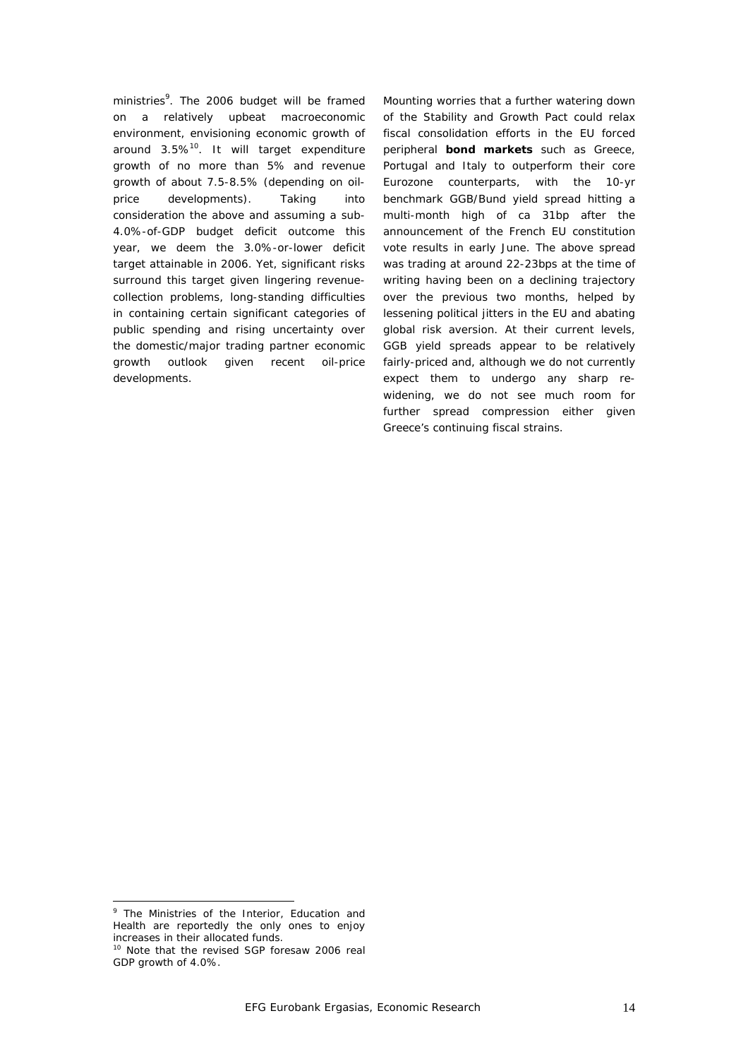ministries[9]. The 2006 budget will be framed on a relatively upbeat macroeconomic environment, envisioning economic growth of around 3.5%[10]. It will target expenditure growth of no more than 5% and revenue growth of about 7.5-8.5% (depending on oil-price developments). Taking into consideration the above and assuming a sub-4.0%-of-GDP budget deficit outcome this year, we deem the 3.0%-or-lower deficit target attainable in 2006. Yet, significant risks surround this target given lingering revenue-collection problems, long-standing difficulties in containing certain significant categories of public spending and rising uncertainty over the domestic/major trading partner economic growth outlook given recent oil-price developments.

Mounting worries that a further watering down of the Stability and Growth Pact could relax fiscal consolidation efforts in the EU forced peripheral **bond markets** such as Greece, Portugal and Italy to outperform their core Eurozone counterparts, with the 10-yr benchmark GGB/Bund yield spread hitting a multi-month high of ca 31bp after the announcement of the French EU constitution vote results in early June. The above spread was trading at around 22-23bps at the time of writing having been on a declining trajectory over the previous two months, helped by lessening political jitters in the EU and abating global risk aversion. At their current levels, GGB yield spreads appear to be relatively fairly-priced and, although we do not currently expect them to undergo any sharp re-widening, we do not see much room for further spread compression either given Greece's continuing fiscal strains.

---

[9] The Ministries of the Interior, Education and Health are reportedly the only ones to enjoy increases in their allocated funds.

[10] Note that the revised SGP foresaw 2006 real GDP growth of 4.0%.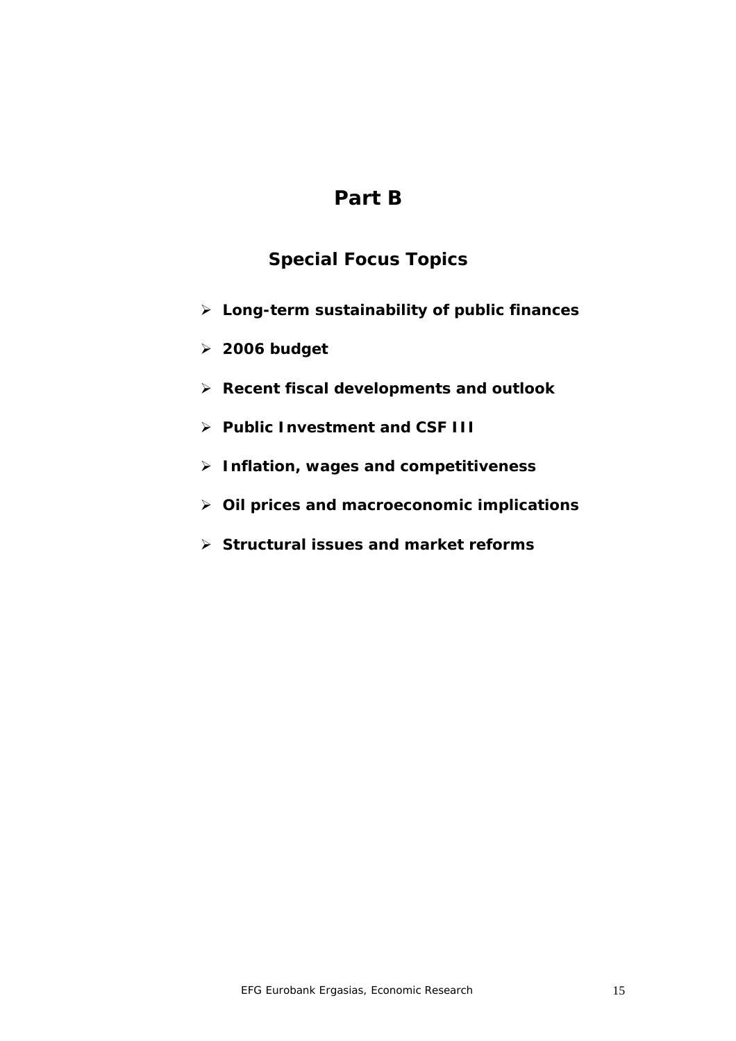# Part B

## Special Focus Topics

- **Long-term sustainability of public finances**
- **2006 budget**
- **Recent fiscal developments and outlook**
- **Public Investment and CSF III**
- **Inflation, wages and competitiveness**
- **Oil prices and macroeconomic implications**
- **Structural issues and market reforms**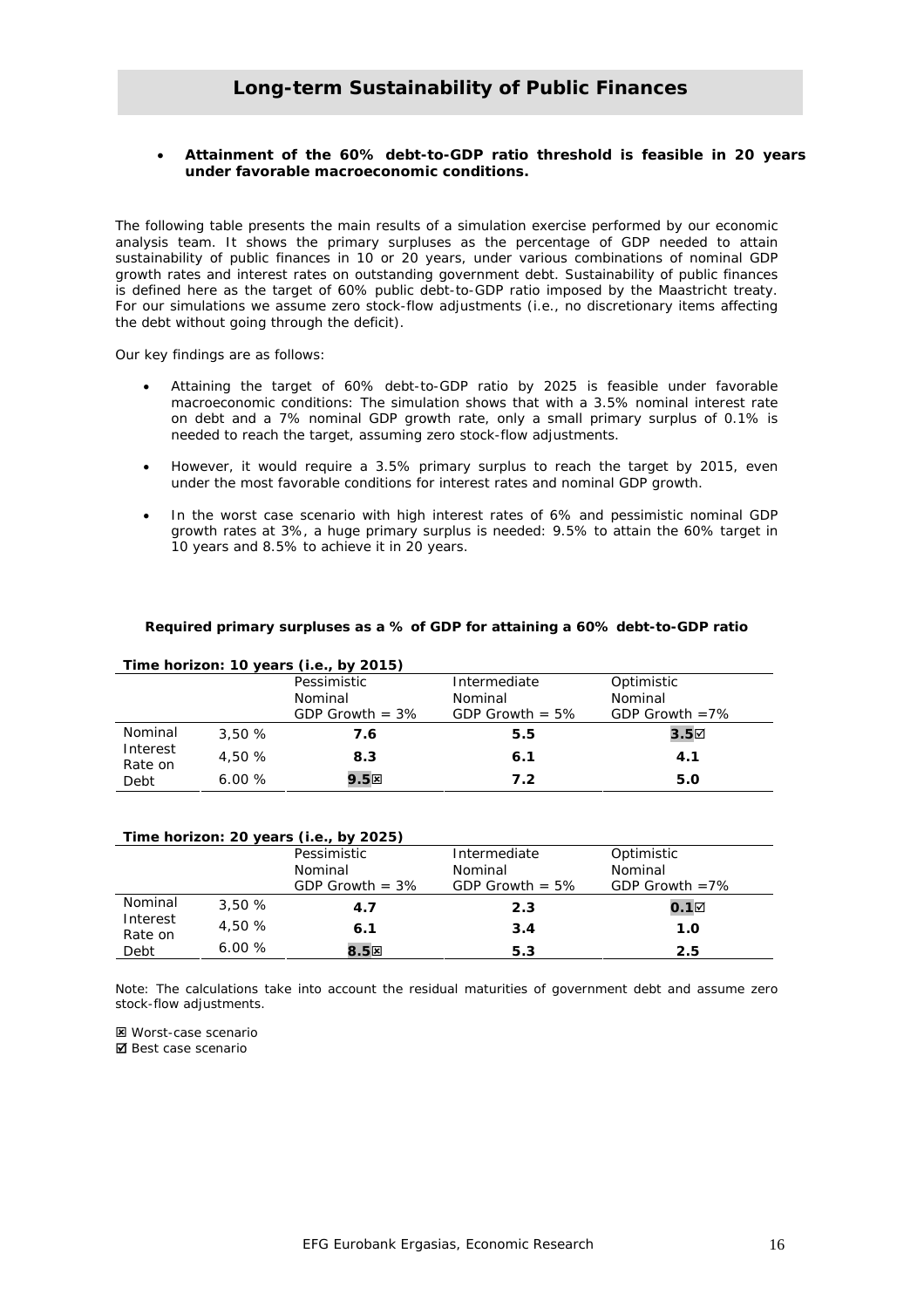## Long-term Sustainability of Public Finances

- **Attainment of the 60% debt-to-GDP ratio threshold is feasible in 20 years under favorable macroeconomic conditions.**

The following table presents the main results of a simulation exercise performed by our economic analysis team. It shows the primary surpluses as the percentage of GDP needed to attain sustainability of public finances in 10 or 20 years, under various combinations of nominal GDP growth rates and interest rates on outstanding government debt. Sustainability of public finances is defined here as the target of 60% public debt-to-GDP ratio imposed by the Maastricht treaty. For our simulations we assume zero stock-flow adjustments (i.e., no discretionary items affecting the debt without going through the deficit).

Our key findings are as follows:

- Attaining the target of 60% debt-to-GDP ratio by 2025 is feasible under favorable macroeconomic conditions: The simulation shows that with a 3.5% nominal interest rate on debt and a 7% nominal GDP growth rate, only a small primary surplus of 0.1% is needed to reach the target, assuming zero stock-flow adjustments.
- However, it would require a 3.5% primary surplus to reach the target by 2015, even under the most favorable conditions for interest rates and nominal GDP growth.
- In the worst case scenario with high interest rates of 6% and pessimistic nominal GDP growth rates at 3%, a huge primary surplus is needed: 9.5% to attain the 60% target in 10 years and 8.5% to achieve it in 20 years.

**Required primary surpluses as a % of GDP for attaining a 60% debt-to-GDP ratio**

**Time horizon: 10 years (i.e., by 2015)**

| | | Pessimistic Nominal GDP Growth = 3% | Intermediate Nominal GDP Growth = 5% | Optimistic Nominal GDP Growth =7% |
|---|---|---|---|---|
| Nominal Interest Rate on Debt | 3,50 % | **7.6** | **5.5** | **3.5**☑ |
| | 4,50 % | **8.3** | **6.1** | **4.1** |
| | 6.00 % | **9.5**☒ | **7.2** | **5.0** |

**Time horizon: 20 years (i.e., by 2025)**

| | | Pessimistic Nominal GDP Growth = 3% | Intermediate Nominal GDP Growth = 5% | Optimistic Nominal GDP Growth =7% |
|---|---|---|---|---|
| Nominal Interest Rate on Debt | 3,50 % | **4.7** | **2.3** | **0.1**☑ |
| | 4,50 % | **6.1** | **3.4** | **1.0** |
| | 6.00 % | **8.5**☒ | **5.3** | **2.5** |

Note: The calculations take into account the residual maturities of government debt and assume zero stock-flow adjustments.

☒ Worst-case scenario
☑ Best case scenario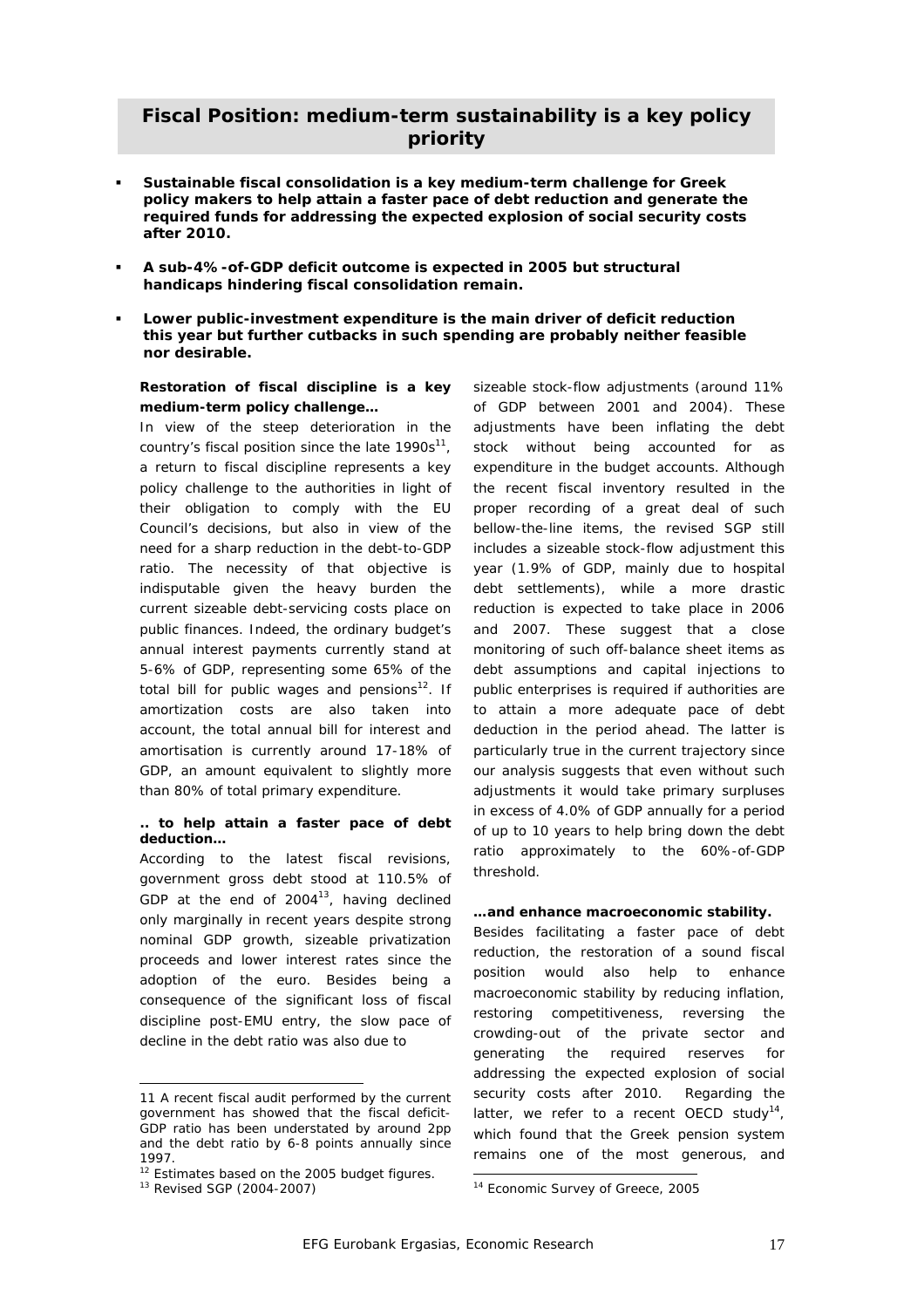## Fiscal Position: medium-term sustainability is a key policy priority

- **Sustainable fiscal consolidation is a key medium-term challenge for Greek policy makers to help attain a faster pace of debt reduction and generate the required funds for addressing the expected explosion of social security costs after 2010.**
- **A sub-4%-of-GDP deficit outcome is expected in 2005 but structural handicaps hindering fiscal consolidation remain.**
- **Lower public-investment expenditure is the main driver of deficit reduction this year but further cutbacks in such spending are probably neither feasible nor desirable.**

**Restoration of fiscal discipline is a key medium-term policy challenge…**

In view of the steep deterioration in the country's fiscal position since the late 1990s[11], a return to fiscal discipline represents a key policy challenge to the authorities in light of their obligation to comply with the EU Council's decisions, but also in view of the need for a sharp reduction in the debt-to-GDP ratio. The necessity of that objective is indisputable given the heavy burden the current sizeable debt-servicing costs place on public finances. Indeed, the ordinary budget's annual interest payments currently stand at 5-6% of GDP, representing some 65% of the total bill for public wages and pensions[12]. If amortization costs are also taken into account, the total annual bill for interest and amortisation is currently around 17-18% of GDP, an amount equivalent to slightly more than 80% of total primary expenditure.

**.. to help attain a faster pace of debt deduction…**

According to the latest fiscal revisions, government gross debt stood at 110.5% of GDP at the end of 2004[13], having declined only marginally in recent years despite strong nominal GDP growth, sizeable privatization proceeds and lower interest rates since the adoption of the euro. Besides being a consequence of the significant loss of fiscal discipline post-EMU entry, the slow pace of decline in the debt ratio was also due to sizeable stock-flow adjustments (around 11% of GDP between 2001 and 2004). These adjustments have been inflating the debt stock without being accounted for as expenditure in the budget accounts. Although the recent fiscal inventory resulted in the proper recording of a great deal of such bellow-the-line items, the revised SGP still includes a sizeable stock-flow adjustment this year (1.9% of GDP, mainly due to hospital debt settlements), while a more drastic reduction is expected to take place in 2006 and 2007. These suggest that a close monitoring of such off-balance sheet items as debt assumptions and capital injections to public enterprises is required if authorities are to attain a more adequate pace of debt deduction in the period ahead. The latter is particularly true in the current trajectory since our analysis suggests that even without such adjustments it would take primary surpluses in excess of 4.0% of GDP annually for a period of up to 10 years to help bring down the debt ratio approximately to the 60%-of-GDP threshold.

**…and enhance macroeconomic stability.**

Besides facilitating a faster pace of debt reduction, the restoration of a sound fiscal position would also help to enhance macroeconomic stability by reducing inflation, restoring competitiveness, reversing the crowding-out of the private sector and generating the required reserves for addressing the expected explosion of social security costs after 2010. Regarding the latter, we refer to a recent OECD study[14], which found that the Greek pension system remains one of the most generous, and

---

11 A recent fiscal audit performed by the current government has showed that the fiscal deficit-GDP ratio has been understated by around 2pp and the debt ratio by 6-8 points annually since 1997.

12 Estimates based on the 2005 budget figures.

13 Revised SGP (2004-2007)

14 Economic Survey of Greece, 2005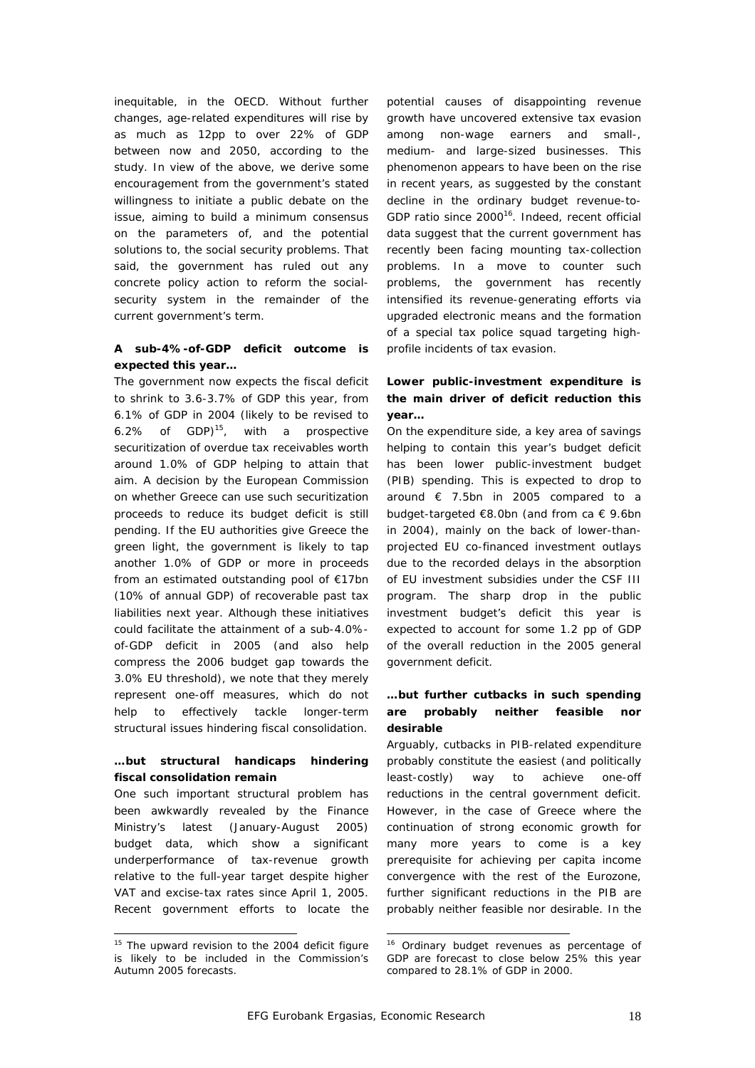inequitable, in the OECD. Without further changes, age-related expenditures will rise by as much as 12pp to over 22% of GDP between now and 2050, according to the study. In view of the above, we derive some encouragement from the government's stated willingness to initiate a public debate on the issue, aiming to build a minimum consensus on the parameters of, and the potential solutions to, the social security problems. That said, the government has ruled out any concrete policy action to reform the social-security system in the remainder of the current government's term.

**A sub-4%-of-GDP deficit outcome is expected this year…**

The government now expects the fiscal deficit to shrink to 3.6-3.7% of GDP this year, from 6.1% of GDP in 2004 (likely to be revised to 6.2% of GDP)[15], with a prospective securitization of overdue tax receivables worth around 1.0% of GDP helping to attain that aim. A decision by the European Commission on whether Greece can use such securitization proceeds to reduce its budget deficit is still pending. If the EU authorities give Greece the green light, the government is likely to tap another 1.0% of GDP or more in proceeds from an estimated outstanding pool of €17bn (10% of annual GDP) of recoverable past tax liabilities next year. Although these initiatives could facilitate the attainment of a sub-4.0%-of-GDP deficit in 2005 (and also help compress the 2006 budget gap towards the 3.0% EU threshold), we note that they merely represent one-off measures, which do not help to effectively tackle longer-term structural issues hindering fiscal consolidation.

**…but structural handicaps hindering fiscal consolidation remain**

One such important structural problem has been awkwardly revealed by the Finance Ministry's latest (January-August 2005) budget data, which show a significant underperformance of tax-revenue growth relative to the full-year target despite higher VAT and excise-tax rates since April 1, 2005. Recent government efforts to locate the potential causes of disappointing revenue growth have uncovered extensive tax evasion among non-wage earners and small-, medium- and large-sized businesses. This phenomenon appears to have been on the rise in recent years, as suggested by the constant decline in the ordinary budget revenue-to-GDP ratio since 2000[16]. Indeed, recent official data suggest that the current government has recently been facing mounting tax-collection problems. In a move to counter such problems, the government has recently intensified its revenue-generating efforts via upgraded electronic means and the formation of a special tax police squad targeting high-profile incidents of tax evasion.

**Lower public-investment expenditure is the main driver of deficit reduction this year…**

On the expenditure side, a key area of savings helping to contain this year's budget deficit has been lower public-investment budget (PIB) spending. This is expected to drop to around € 7.5bn in 2005 compared to a budget-targeted €8.0bn (and from ca € 9.6bn in 2004), mainly on the back of lower-than-projected EU co-financed investment outlays due to the recorded delays in the absorption of EU investment subsidies under the CSF III program. The sharp drop in the public investment budget's deficit this year is expected to account for some 1.2 pp of GDP of the overall reduction in the 2005 general government deficit.

**…but further cutbacks in such spending are probably neither feasible nor desirable**

Arguably, cutbacks in PIB-related expenditure probably constitute the easiest (and politically least-costly) way to achieve one-off reductions in the central government deficit. However, in the case of Greece where the continuation of strong economic growth for many more years to come is a key prerequisite for achieving per capita income convergence with the rest of the Eurozone, further significant reductions in the PIB are probably neither feasible nor desirable. In the

[15] The upward revision to the 2004 deficit figure is likely to be included in the Commission's Autumn 2005 forecasts.

[16] Ordinary budget revenues as percentage of GDP are forecast to close below 25% this year compared to 28.1% of GDP in 2000.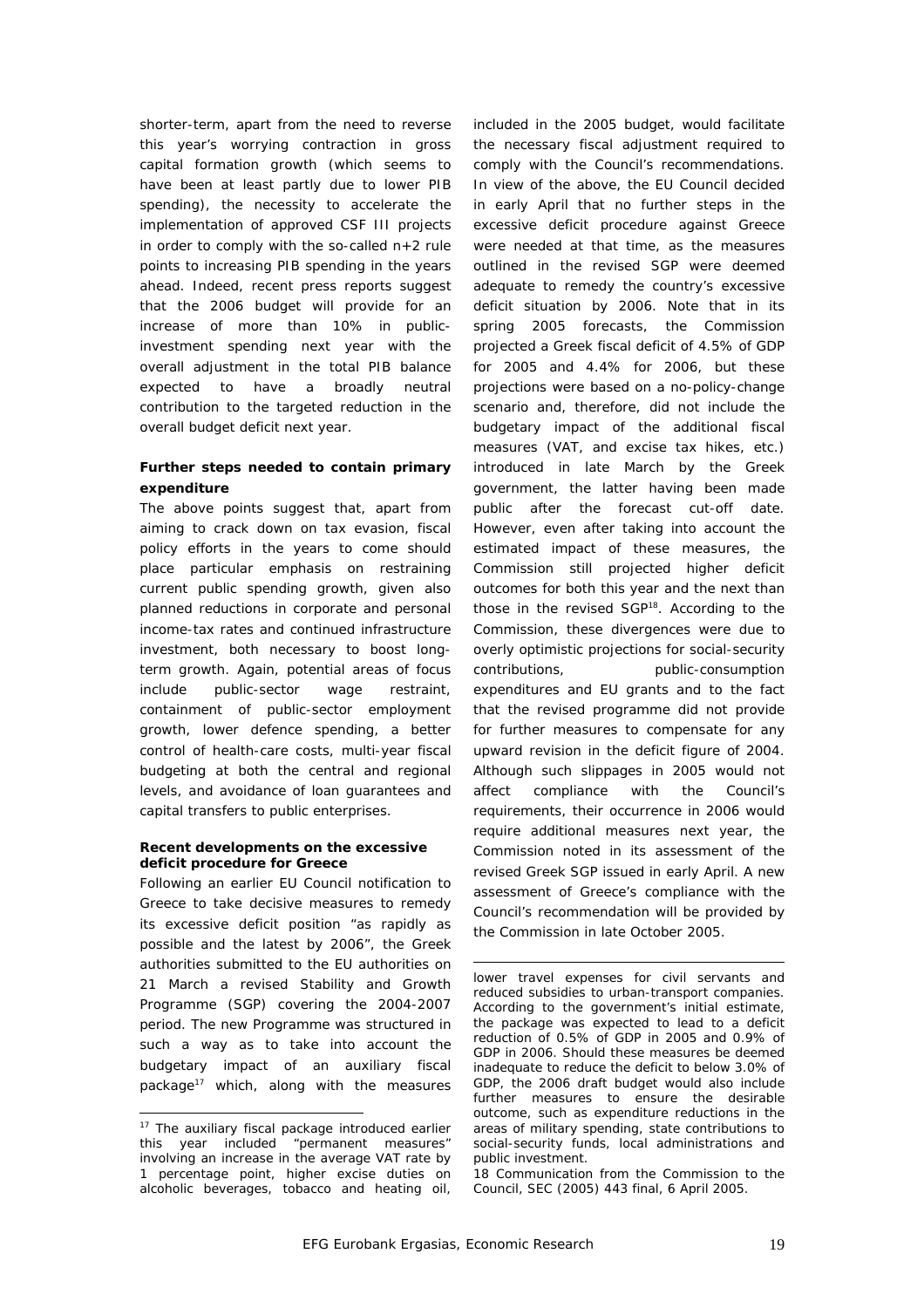shorter-term, apart from the need to reverse this year's worrying contraction in gross capital formation growth (which seems to have been at least partly due to lower PIB spending), the necessity to accelerate the implementation of approved CSF III projects in order to comply with the so-called n+2 rule points to increasing PIB spending in the years ahead. Indeed, recent press reports suggest that the 2006 budget will provide for an increase of more than 10% in public-investment spending next year with the overall adjustment in the total PIB balance expected to have a broadly neutral contribution to the targeted reduction in the overall budget deficit next year.

**Further steps needed to contain primary expenditure**

The above points suggest that, apart from aiming to crack down on tax evasion, fiscal policy efforts in the years to come should place particular emphasis on restraining current public spending growth, given also planned reductions in corporate and personal income-tax rates and continued infrastructure investment, both necessary to boost long-term growth. Again, potential areas of focus include public-sector wage restraint, containment of public-sector employment growth, lower defence spending, a better control of health-care costs, multi-year fiscal budgeting at both the central and regional levels, and avoidance of loan guarantees and capital transfers to public enterprises.

**Recent developments on the excessive deficit procedure for Greece**

Following an earlier EU Council notification to Greece to take decisive measures to remedy its excessive deficit position "as rapidly as possible and the latest by 2006", the Greek authorities submitted to the EU authorities on 21 March a revised Stability and Growth Programme (SGP) covering the 2004-2007 period. The new Programme was structured in such a way as to take into account the budgetary impact of an auxiliary fiscal package[17] which, along with the measures included in the 2005 budget, would facilitate the necessary fiscal adjustment required to comply with the Council's recommendations. In view of the above, the EU Council decided in early April that no further steps in the excessive deficit procedure against Greece were needed at that time, as the measures outlined in the revised SGP were deemed adequate to remedy the country's excessive deficit situation by 2006. Note that in its spring 2005 forecasts, the Commission projected a Greek fiscal deficit of 4.5% of GDP for 2005 and 4.4% for 2006, but these projections were based on a no-policy-change scenario and, therefore, did not include the budgetary impact of the additional fiscal measures (VAT, and excise tax hikes, etc.) introduced in late March by the Greek government, the latter having been made public after the forecast cut-off date. However, even after taking into account the estimated impact of these measures, the Commission still projected higher deficit outcomes for both this year and the next than those in the revised SGP[18]. According to the Commission, these divergences were due to overly optimistic projections for social-security contributions, public-consumption expenditures and EU grants and to the fact that the revised programme did not provide for further measures to compensate for any upward revision in the deficit figure of 2004. Although such slippages in 2005 would not affect compliance with the Council's requirements, their occurrence in 2006 would require additional measures next year, the Commission noted in its assessment of the revised Greek SGP issued in early April. A new assessment of Greece's compliance with the Council's recommendation will be provided by the Commission in late October 2005.

---

[17] The auxiliary fiscal package introduced earlier this year included "permanent measures" involving an increase in the average VAT rate by 1 percentage point, higher excise duties on alcoholic beverages, tobacco and heating oil, lower travel expenses for civil servants and reduced subsidies to urban-transport companies. According to the government's initial estimate, the package was expected to lead to a deficit reduction of 0.5% of GDP in 2005 and 0.9% of GDP in 2006. Should these measures be deemed inadequate to reduce the deficit to below 3.0% of GDP, the 2006 draft budget would also include further measures to ensure the desirable outcome, such as expenditure reductions in the areas of military spending, state contributions to social-security funds, local administrations and public investment.

[18] Communication from the Commission to the Council, SEC (2005) 443 final, 6 April 2005.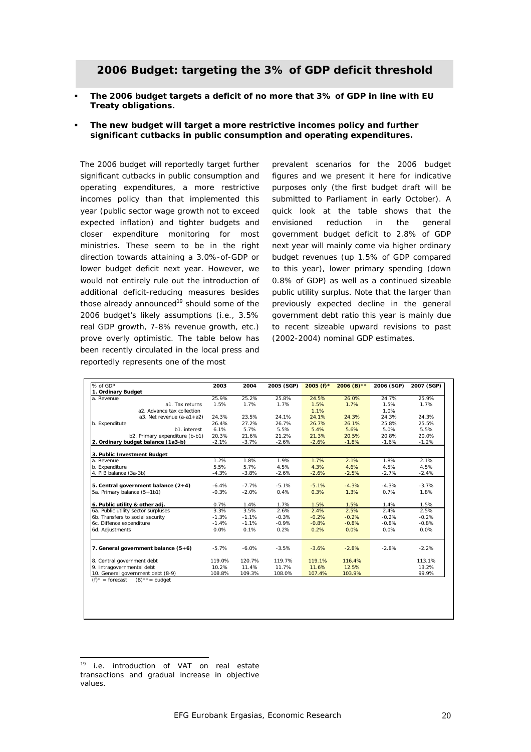## 2006 Budget: targeting the 3% of GDP deficit threshold

- **The 2006 budget targets a deficit of no more that 3% of GDP in line with EU Treaty obligations.**
- **The new budget will target a more restrictive incomes policy and further significant cutbacks in public consumption and operating expenditures.**

The 2006 budget will reportedly target further significant cutbacks in public consumption and operating expenditures, a more restrictive incomes policy than that implemented this year (public sector wage growth not to exceed expected inflation) and tighter budgets and closer expenditure monitoring for most ministries. These seem to be in the right direction towards attaining a 3.0%-of-GDP or lower budget deficit next year. However, we would not entirely rule out the introduction of additional deficit-reducing measures besides those already announced[19] should some of the 2006 budget's likely assumptions (i.e., 3.5% real GDP growth, 7-8% revenue growth, etc.) prove overly optimistic. The table below has been recently circulated in the local press and reportedly represents one of the most prevalent scenarios for the 2006 budget figures and we present it here for indicative purposes only (the first budget draft will be submitted to Parliament in early October). A quick look at the table shows that the envisioned reduction in the general government budget deficit to 2.8% of GDP next year will mainly come via higher ordinary budget revenues (up 1.5% of GDP compared to this year), lower primary spending (down 0.8% of GDP) as well as a continued sizeable public utility surplus. Note that the larger than previously expected decline in the general government debt ratio this year is mainly due to recent sizeable upward revisions to past (2002-2004) nominal GDP estimates.

| % of GDP | 2003 | 2004 | 2005 (SGP) | 2005 (f)* | 2006 (B)** | 2006 (SGP) | 2007 (SGP) |
|---|---|---|---|---|---|---|---|
| **1. Ordinary Budget** | | | | | | | |
| a. Revenue | 25.9% | 25.2% | 25.8% | 24.5% | 26.0% | 24.7% | 25.9% |
| a1. Tax returns | 1.5% | 1.7% | 1.7% | 1.5% | 1.7% | 1.5% | 1.7% |
| a2. Advance tax collection | | | | 1.1% | | 1.0% | |
| a3. Net revenue (a-a1+a2) | 24.3% | 23.5% | 24.1% | 24.1% | 24.3% | 24.3% | 24.3% |
| b. Expenditute | 26.4% | 27.2% | 26.7% | 26.7% | 26.1% | 25.8% | 25.5% |
| b1. interest | 6.1% | 5.7% | 5.5% | 5.4% | 5.6% | 5.0% | 5.5% |
| b2. Primary expenditure (b-b1) | 20.3% | 21.6% | 21.2% | 21.3% | 20.5% | 20.8% | 20.0% |
| **2. Ordinary budget balance (1a3-b)** | -2.1% | -3.7% | -2.6% | -2.6% | -1.8% | -1.6% | -1.2% |
| **3. Public Investment Budget** | | | | | | | |
| a. Revenue | 1.2% | 1.8% | 1.9% | 1.7% | 2.1% | 1.8% | 2.1% |
| b. Expenditure | 5.5% | 5.7% | 4.5% | 4.3% | 4.6% | 4.5% | 4.5% |
| 4. PIB balance (3a-3b) | -4.3% | -3.8% | -2.6% | -2.6% | -2.5% | -2.7% | -2.4% |
| **5. Central government balance (2+4)** | -6.4% | -7.7% | -5.1% | -5.1% | -4.3% | -4.3% | -3.7% |
| 5a. Primary balance (5+1b1) | -0.3% | -2.0% | 0.4% | 0.3% | 1.3% | 0.7% | 1.8% |
| **6. Public utility & other adj.** | 0.7% | 1.4% | 1.7% | 1.5% | 1.5% | 1.4% | 1.5% |
| 6a. Public utility sector surpluses | 3.3% | 3.5% | 2.6% | 2.4% | 2.5% | 2.4% | 2.5% |
| 6b. Transfers to social security | -1.3% | -1.1% | -0.3% | -0.2% | -0.2% | -0.2% | -0.2% |
| 6c. Diffence expenditure | -1.4% | -1.1% | -0.9% | -0.8% | -0.8% | -0.8% | -0.8% |
| 6d. Adjustments | 0.0% | 0.1% | 0.2% | 0.2% | 0.0% | 0.0% | 0.0% |
| **7. General government balance (5+6)** | -5.7% | -6.0% | -3.5% | -3.6% | -2.8% | -2.8% | -2.2% |
| 8. Central government debt | 119.0% | 120.7% | 119.7% | 119.1% | 116.4% | | 113.1% |
| 9. Intragovernmental debt | 10.2% | 11.4% | 11.7% | 11.6% | 12.5% | | 13.2% |
| 10. General government debt (8-9) | 108.8% | 109.3% | 108.0% | 107.4% | 103.9% | | 99.9% |

(f)* = forecast (B)** = budget

[19] i.e. introduction of VAT on real estate transactions and gradual increase in objective values.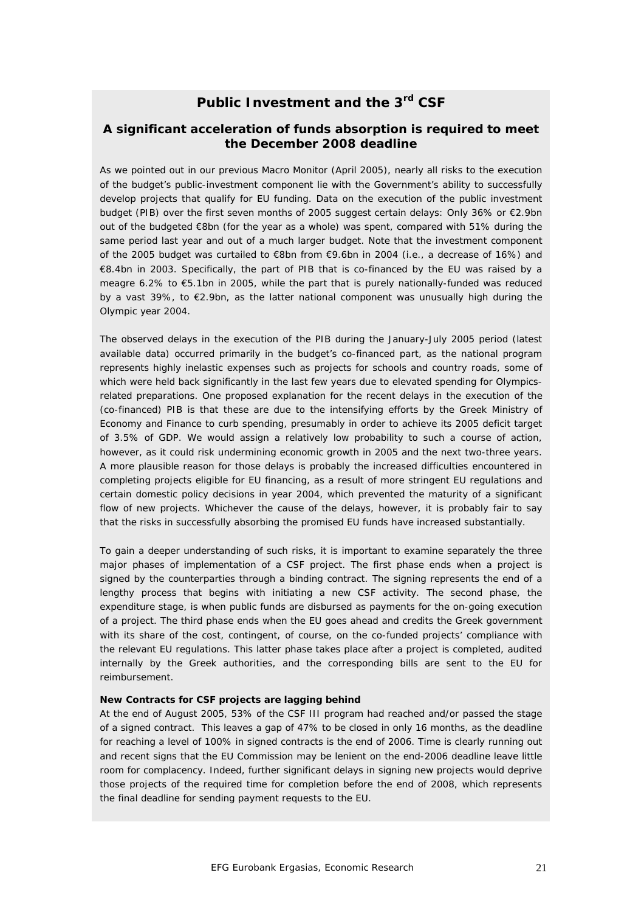## Public Investment and the 3rd CSF

### A significant acceleration of funds absorption is required to meet the December 2008 deadline

As we pointed out in our previous Macro Monitor (April 2005), nearly all risks to the execution of the budget's public-investment component lie with the Government's ability to successfully develop projects that qualify for EU funding. Data on the execution of the public investment budget (PIB) over the first seven months of 2005 suggest certain delays: Only 36% or €2.9bn out of the budgeted €8bn (for the year as a whole) was spent, compared with 51% during the same period last year and out of a much larger budget. Note that the investment component of the 2005 budget was curtailed to €8bn from €9.6bn in 2004 (i.e., a decrease of 16%) and €8.4bn in 2003. Specifically, the part of PIB that is co-financed by the EU was raised by a meagre 6.2% to €5.1bn in 2005, while the part that is purely nationally-funded was reduced by a vast 39%, to €2.9bn, as the latter national component was unusually high during the Olympic year 2004.

The observed delays in the execution of the PIB during the January-July 2005 period (latest available data) occurred primarily in the budget's co-financed part, as the national program represents highly inelastic expenses such as projects for schools and country roads, some of which were held back significantly in the last few years due to elevated spending for Olympics-related preparations. One proposed explanation for the recent delays in the execution of the (co-financed) PIB is that these are due to the intensifying efforts by the Greek Ministry of Economy and Finance to curb spending, presumably in order to achieve its 2005 deficit target of 3.5% of GDP. We would assign a relatively low probability to such a course of action, however, as it could risk undermining economic growth in 2005 and the next two-three years. A more plausible reason for those delays is probably the increased difficulties encountered in completing projects eligible for EU financing, as a result of more stringent EU regulations and certain domestic policy decisions in year 2004, which prevented the maturity of a significant flow of new projects. Whichever the cause of the delays, however, it is probably fair to say that the risks in successfully absorbing the promised EU funds have increased substantially.

To gain a deeper understanding of such risks, it is important to examine separately the three major phases of implementation of a CSF project. The first phase ends when a project is signed by the counterparties through a binding contract. The signing represents the end of a lengthy process that begins with initiating a new CSF activity. The second phase, the expenditure stage, is when public funds are disbursed as payments for the on-going execution of a project. The third phase ends when the EU goes ahead and credits the Greek government with its share of the cost, contingent, of course, on the co-funded projects' compliance with the relevant EU regulations. This latter phase takes place after a project is completed, audited internally by the Greek authorities, and the corresponding bills are sent to the EU for reimbursement.

**New Contracts for CSF projects are lagging behind**

At the end of August 2005, 53% of the CSF III program had reached and/or passed the stage of a signed contract. This leaves a gap of 47% to be closed in only 16 months, as the deadline for reaching a level of 100% in signed contracts is the end of 2006. Time is clearly running out and recent signs that the EU Commission may be lenient on the end-2006 deadline leave little room for complacency. Indeed, further significant delays in signing new projects would deprive those projects of the required time for completion before the end of 2008, which represents the final deadline for sending payment requests to the EU.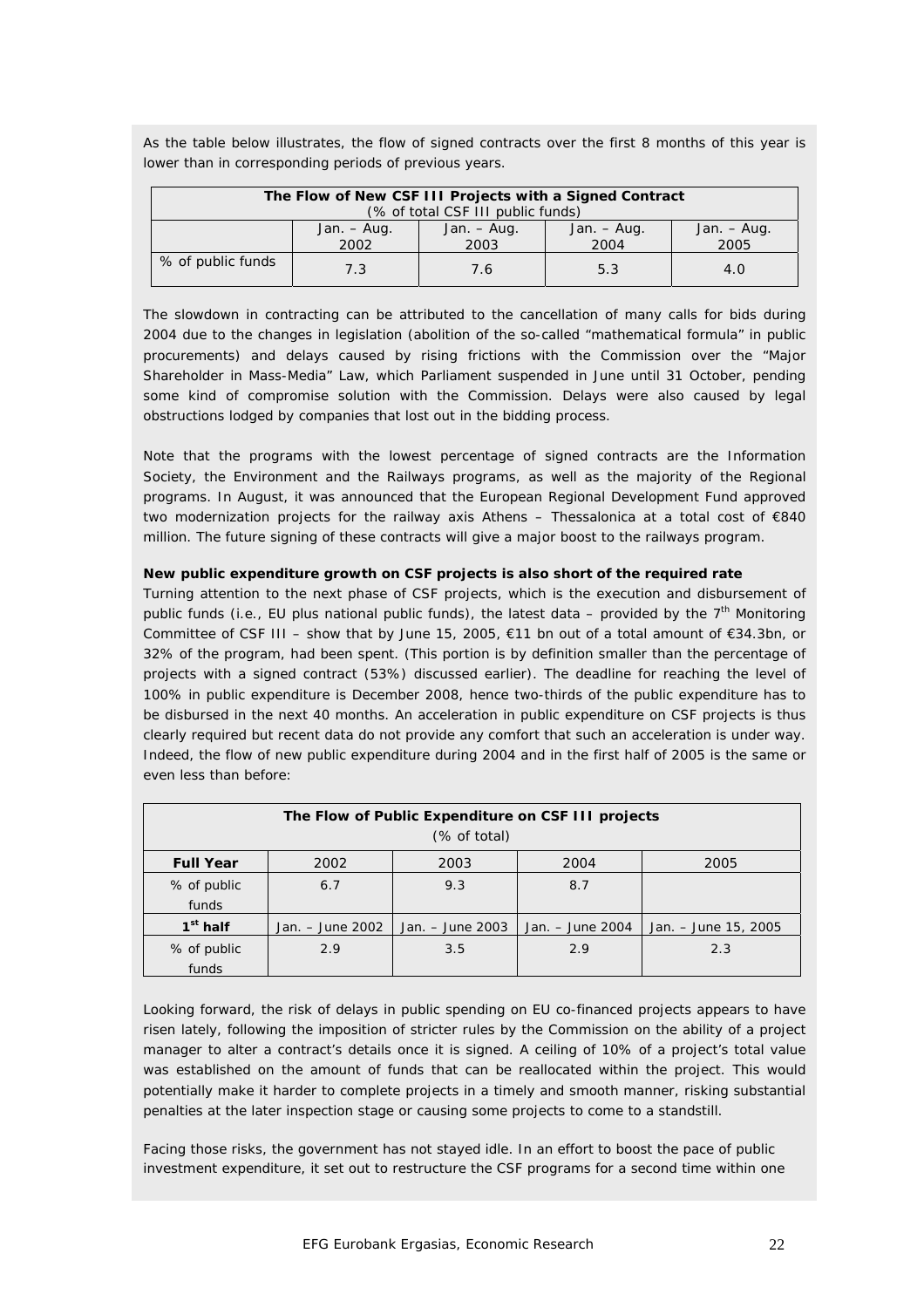As the table below illustrates, the flow of signed contracts over the first 8 months of this year is lower than in corresponding periods of previous years.

| The Flow of New CSF III Projects with a Signed Contract (% of total CSF III public funds) | | | | |
|---|---|---|---|---|
| | Jan. – Aug. 2002 | Jan. – Aug. 2003 | Jan. – Aug. 2004 | Jan. – Aug. 2005 |
| % of public funds | 7.3 | 7.6 | 5.3 | 4.0 |

The slowdown in contracting can be attributed to the cancellation of many calls for bids during 2004 due to the changes in legislation (abolition of the so-called "mathematical formula" in public procurements) and delays caused by rising frictions with the Commission over the "Major Shareholder in Mass-Media" Law, which Parliament suspended in June until 31 October, pending some kind of compromise solution with the Commission. Delays were also caused by legal obstructions lodged by companies that lost out in the bidding process.

Note that the programs with the lowest percentage of signed contracts are the Information Society, the Environment and the Railways programs, as well as the majority of the Regional programs. In August, it was announced that the European Regional Development Fund approved two modernization projects for the railway axis Athens – Thessalonica at a total cost of €840 million. The future signing of these contracts will give a major boost to the railways program.

**New public expenditure growth on CSF projects is also short of the required rate**

Turning attention to the next phase of CSF projects, which is the execution and disbursement of public funds (i.e., EU plus national public funds), the latest data – provided by the 7th Monitoring Committee of CSF III – show that by June 15, 2005, €11 bn out of a total amount of €34.3bn, or 32% of the program, had been spent. (This portion is by definition smaller than the percentage of projects with a signed contract (53%) discussed earlier). The deadline for reaching the level of 100% in public expenditure is December 2008, hence two-thirds of the public expenditure has to be disbursed in the next 40 months. An acceleration in public expenditure on CSF projects is thus clearly required but recent data do not provide any comfort that such an acceleration is under way. Indeed, the flow of new public expenditure during 2004 and in the first half of 2005 is the same or even less than before:

| The Flow of Public Expenditure on CSF III projects (% of total) | | | | |
|---|---|---|---|---|
| **Full Year** | 2002 | 2003 | 2004 | 2005 |
| % of public funds | 6.7 | 9.3 | 8.7 | |
| **1st half** | Jan. – June 2002 | Jan. – June 2003 | Jan. – June 2004 | Jan. – June 15, 2005 |
| % of public funds | 2.9 | 3.5 | 2.9 | 2.3 |

Looking forward, the risk of delays in public spending on EU co-financed projects appears to have risen lately, following the imposition of stricter rules by the Commission on the ability of a project manager to alter a contract's details once it is signed. A ceiling of 10% of a project's total value was established on the amount of funds that can be reallocated within the project. This would potentially make it harder to complete projects in a timely and smooth manner, risking substantial penalties at the later inspection stage or causing some projects to come to a standstill.

Facing those risks, the government has not stayed idle. In an effort to boost the pace of public investment expenditure, it set out to restructure the CSF programs for a second time within one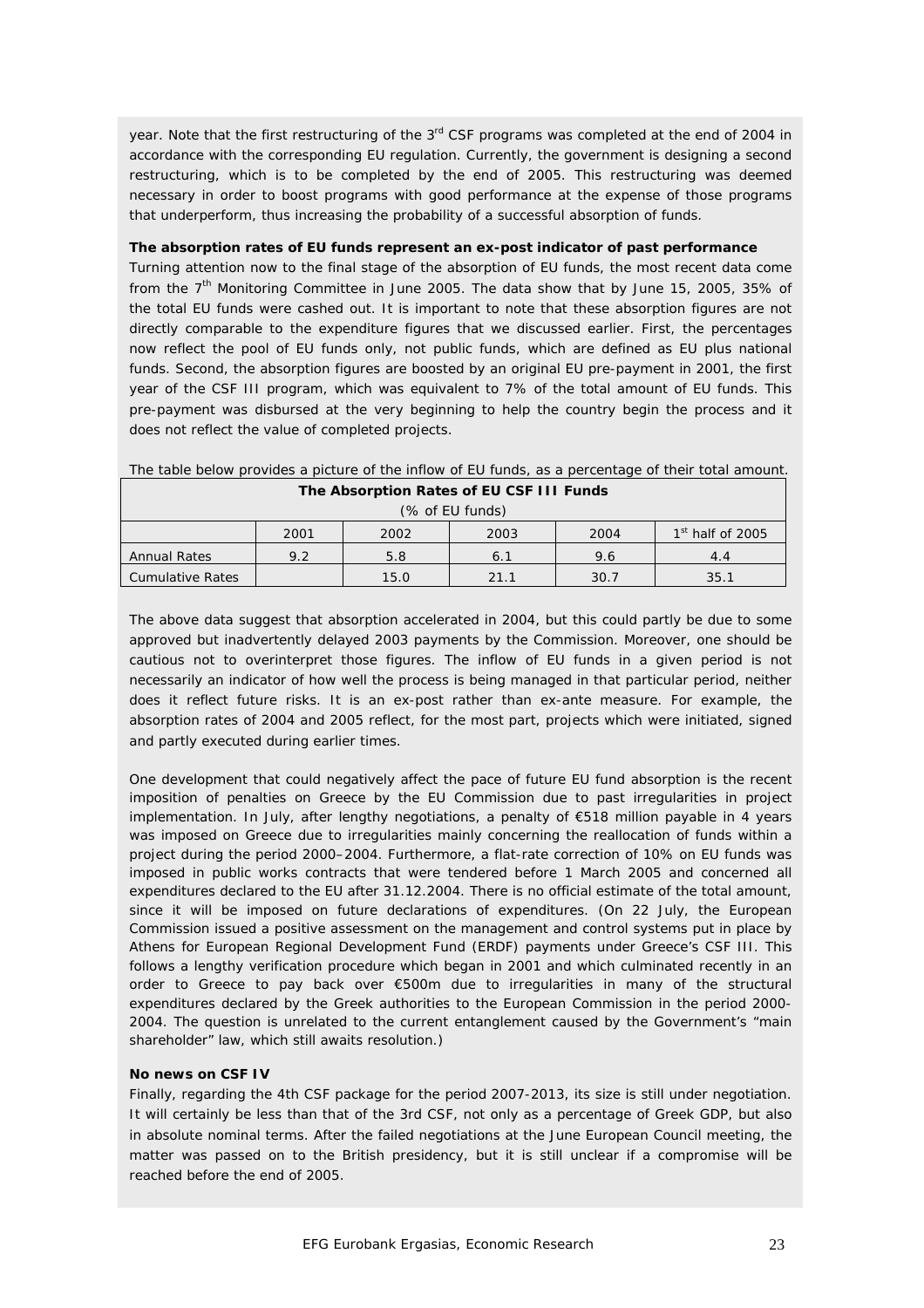year. Note that the first restructuring of the 3rd CSF programs was completed at the end of 2004 in accordance with the corresponding EU regulation. Currently, the government is designing a second restructuring, which is to be completed by the end of 2005. This restructuring was deemed necessary in order to boost programs with good performance at the expense of those programs that underperform, thus increasing the probability of a successful absorption of funds.

**The absorption rates of EU funds represent an ex-post indicator of past performance**

Turning attention now to the final stage of the absorption of EU funds, the most recent data come from the 7th Monitoring Committee in June 2005. The data show that by June 15, 2005, 35% of the total EU funds were cashed out. It is important to note that these absorption figures are not directly comparable to the expenditure figures that we discussed earlier. First, the percentages now reflect the pool of EU funds only, not public funds, which are defined as EU plus national funds. Second, the absorption figures are boosted by an original EU pre-payment in 2001, the first year of the CSF III program, which was equivalent to 7% of the total amount of EU funds. This pre-payment was disbursed at the very beginning to help the country begin the process and it does not reflect the value of completed projects.

The table below provides a picture of the inflow of EU funds, as a percentage of their total amount.

**The Absorption Rates of EU CSF III Funds**
(% of EU funds)

| | 2001 | 2002 | 2003 | 2004 | 1st half of 2005 |
|---|---|---|---|---|---|
| Annual Rates | 9.2 | 5.8 | 6.1 | 9.6 | 4.4 |
| Cumulative Rates | | 15.0 | 21.1 | 30.7 | 35.1 |

The above data suggest that absorption accelerated in 2004, but this could partly be due to some approved but inadvertently delayed 2003 payments by the Commission. Moreover, one should be cautious not to overinterpret those figures. The inflow of EU funds in a given period is not necessarily an indicator of how well the process is being managed in that particular period, neither does it reflect future risks. It is an ex-post rather than ex-ante measure. For example, the absorption rates of 2004 and 2005 reflect, for the most part, projects which were initiated, signed and partly executed during earlier times.

One development that could negatively affect the pace of future EU fund absorption is the recent imposition of penalties on Greece by the EU Commission due to past irregularities in project implementation. In July, after lengthy negotiations, a penalty of €518 million payable in 4 years was imposed on Greece due to irregularities mainly concerning the reallocation of funds within a project during the period 2000–2004. Furthermore, a flat-rate correction of 10% on EU funds was imposed in public works contracts that were tendered before 1 March 2005 and concerned all expenditures declared to the EU after 31.12.2004. There is no official estimate of the total amount, since it will be imposed on future declarations of expenditures. (On 22 July, the European Commission issued a positive assessment on the management and control systems put in place by Athens for European Regional Development Fund (ERDF) payments under Greece's CSF III. This follows a lengthy verification procedure which began in 2001 and which culminated recently in an order to Greece to pay back over €500m due to irregularities in many of the structural expenditures declared by the Greek authorities to the European Commission in the period 2000-2004. The question is unrelated to the current entanglement caused by the Government's "main shareholder" law, which still awaits resolution.)

**No news on CSF IV**

Finally, regarding the 4th CSF package for the period 2007-2013, its size is still under negotiation. It will certainly be less than that of the 3rd CSF, not only as a percentage of Greek GDP, but also in absolute nominal terms. After the failed negotiations at the June European Council meeting, the matter was passed on to the British presidency, but it is still unclear if a compromise will be reached before the end of 2005.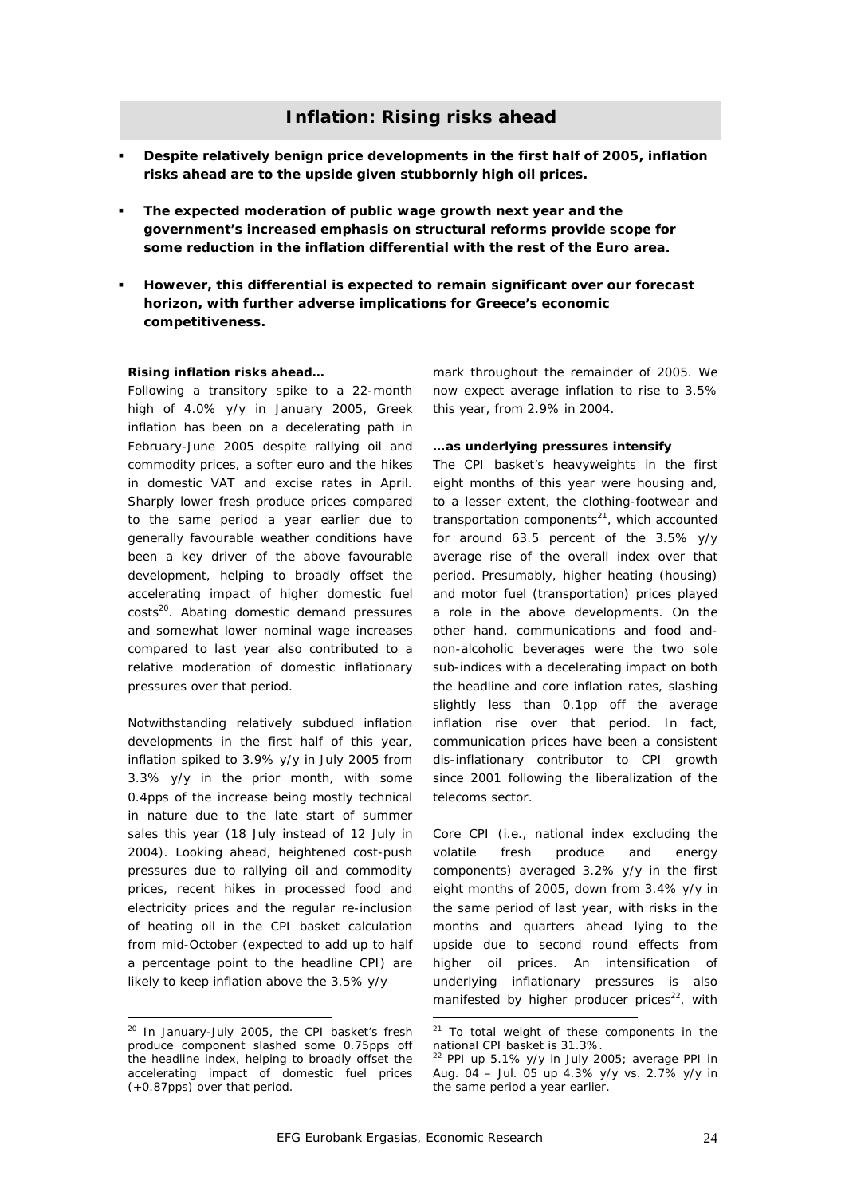## Inflation: Rising risks ahead

- **Despite relatively benign price developments in the first half of 2005, inflation risks ahead are to the upside given stubbornly high oil prices.**
- **The expected moderation of public wage growth next year and the government's increased emphasis on structural reforms provide scope for some reduction in the inflation differential with the rest of the Euro area.**
- **However, this differential is expected to remain significant over our forecast horizon, with further adverse implications for Greece's economic competitiveness.**

**Rising inflation risks ahead…**

Following a transitory spike to a 22-month high of 4.0% y/y in January 2005, Greek inflation has been on a decelerating path in February-June 2005 despite rallying oil and commodity prices, a softer euro and the hikes in domestic VAT and excise rates in April. Sharply lower fresh produce prices compared to the same period a year earlier due to generally favourable weather conditions have been a key driver of the above favourable development, helping to broadly offset the accelerating impact of higher domestic fuel costs[20]. Abating domestic demand pressures and somewhat lower nominal wage increases compared to last year also contributed to a relative moderation of domestic inflationary pressures over that period.

Notwithstanding relatively subdued inflation developments in the first half of this year, inflation spiked to 3.9% y/y in July 2005 from 3.3% y/y in the prior month, with some 0.4pps of the increase being mostly technical in nature due to the late start of summer sales this year (18 July instead of 12 July in 2004). Looking ahead, heightened cost-push pressures due to rallying oil and commodity prices, recent hikes in processed food and electricity prices and the regular re-inclusion of heating oil in the CPI basket calculation from mid-October (expected to add up to half a percentage point to the headline CPI) are likely to keep inflation above the 3.5% y/y mark throughout the remainder of 2005. We now expect average inflation to rise to 3.5% this year, from 2.9% in 2004.

**…as underlying pressures intensify**

The CPI basket's heavyweights in the first eight months of this year were housing and, to a lesser extent, the clothing-footwear and transportation components[21], which accounted for around 63.5 percent of the 3.5% y/y average rise of the overall index over that period. Presumably, higher heating (housing) and motor fuel (transportation) prices played a role in the above developments. On the other hand, communications and food and-non-alcoholic beverages were the two sole sub-indices with a decelerating impact on both the headline and core inflation rates, slashing slightly less than 0.1pp off the average inflation rise over that period. In fact, communication prices have been a consistent dis-inflationary contributor to CPI growth since 2001 following the liberalization of the telecoms sector.

Core CPI (i.e., national index excluding the volatile fresh produce and energy components) averaged 3.2% y/y in the first eight months of 2005, down from 3.4% y/y in the same period of last year, with risks in the months and quarters ahead lying to the upside due to second round effects from higher oil prices. An intensification of underlying inflationary pressures is also manifested by higher producer prices[22], with

---

[20] In January-July 2005, the CPI basket's fresh produce component slashed some 0.75pps off the headline index, helping to broadly offset the accelerating impact of domestic fuel prices (+0.87pps) over that period.

[21] To total weight of these components in the national CPI basket is 31.3%.

[22] PPI up 5.1% y/y in July 2005; average PPI in Aug. 04 – Jul. 05 up 4.3% y/y vs. 2.7% y/y in the same period a year earlier.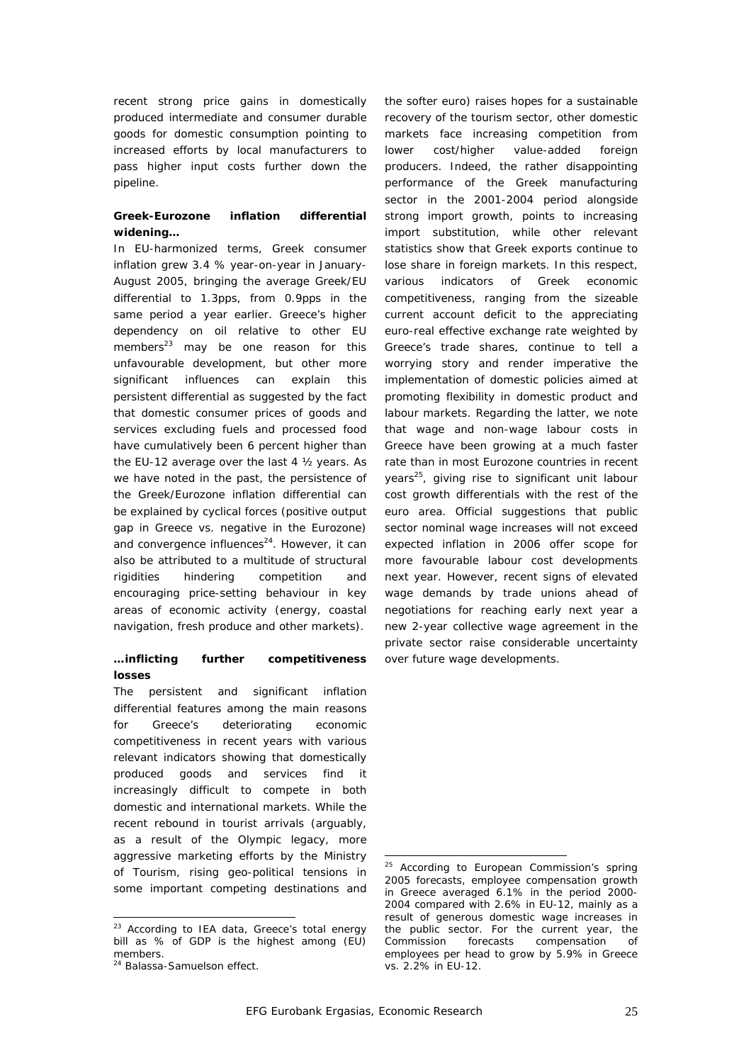recent strong price gains in domestically produced intermediate and consumer durable goods for domestic consumption pointing to increased efforts by local manufacturers to pass higher input costs further down the pipeline.

**Greek-Eurozone inflation differential widening…**

In EU-harmonized terms, Greek consumer inflation grew 3.4 % year-on-year in January-August 2005, bringing the average Greek/EU differential to 1.3pps, from 0.9pps in the same period a year earlier. Greece's higher dependency on oil relative to other EU members[23] may be one reason for this unfavourable development, but other more significant influences can explain this persistent differential as suggested by the fact that domestic consumer prices of goods and services excluding fuels and processed food have cumulatively been 6 percent higher than the EU-12 average over the last 4 ½ years. As we have noted in the past, the persistence of the Greek/Eurozone inflation differential can be explained by cyclical forces (positive output gap in Greece vs. negative in the Eurozone) and convergence influences[24]. However, it can also be attributed to a multitude of structural rigidities hindering competition and encouraging price-setting behaviour in key areas of economic activity (energy, coastal navigation, fresh produce and other markets).

**…inflicting further competitiveness losses**

The persistent and significant inflation differential features among the main reasons for Greece's deteriorating economic competitiveness in recent years with various relevant indicators showing that domestically produced goods and services find it increasingly difficult to compete in both domestic and international markets. While the recent rebound in tourist arrivals (arguably, as a result of the Olympic legacy, more aggressive marketing efforts by the Ministry of Tourism, rising geo-political tensions in some important competing destinations and the softer euro) raises hopes for a sustainable recovery of the tourism sector, other domestic markets face increasing competition from lower cost/higher value-added foreign producers. Indeed, the rather disappointing performance of the Greek manufacturing sector in the 2001-2004 period alongside strong import growth, points to increasing import substitution, while other relevant statistics show that Greek exports continue to lose share in foreign markets. In this respect, various indicators of Greek economic competitiveness, ranging from the sizeable current account deficit to the appreciating euro-real effective exchange rate weighted by Greece's trade shares, continue to tell a worrying story and render imperative the implementation of domestic policies aimed at promoting flexibility in domestic product and labour markets. Regarding the latter, we note that wage and non-wage labour costs in Greece have been growing at a much faster rate than in most Eurozone countries in recent years[25], giving rise to significant unit labour cost growth differentials with the rest of the euro area. Official suggestions that public sector nominal wage increases will not exceed expected inflation in 2006 offer scope for more favourable labour cost developments next year. However, recent signs of elevated wage demands by trade unions ahead of negotiations for reaching early next year a new 2-year collective wage agreement in the private sector raise considerable uncertainty over future wage developments.

---

[23] According to IEA data, Greece's total energy bill as % of GDP is the highest among (EU) members.

[24] Balassa-Samuelson effect.

[25] According to European Commission's spring 2005 forecasts, employee compensation growth in Greece averaged 6.1% in the period 2000-2004 compared with 2.6% in EU-12, mainly as a result of generous domestic wage increases in the public sector. For the current year, the Commission forecasts compensation of employees per head to grow by 5.9% in Greece vs. 2.2% in EU-12.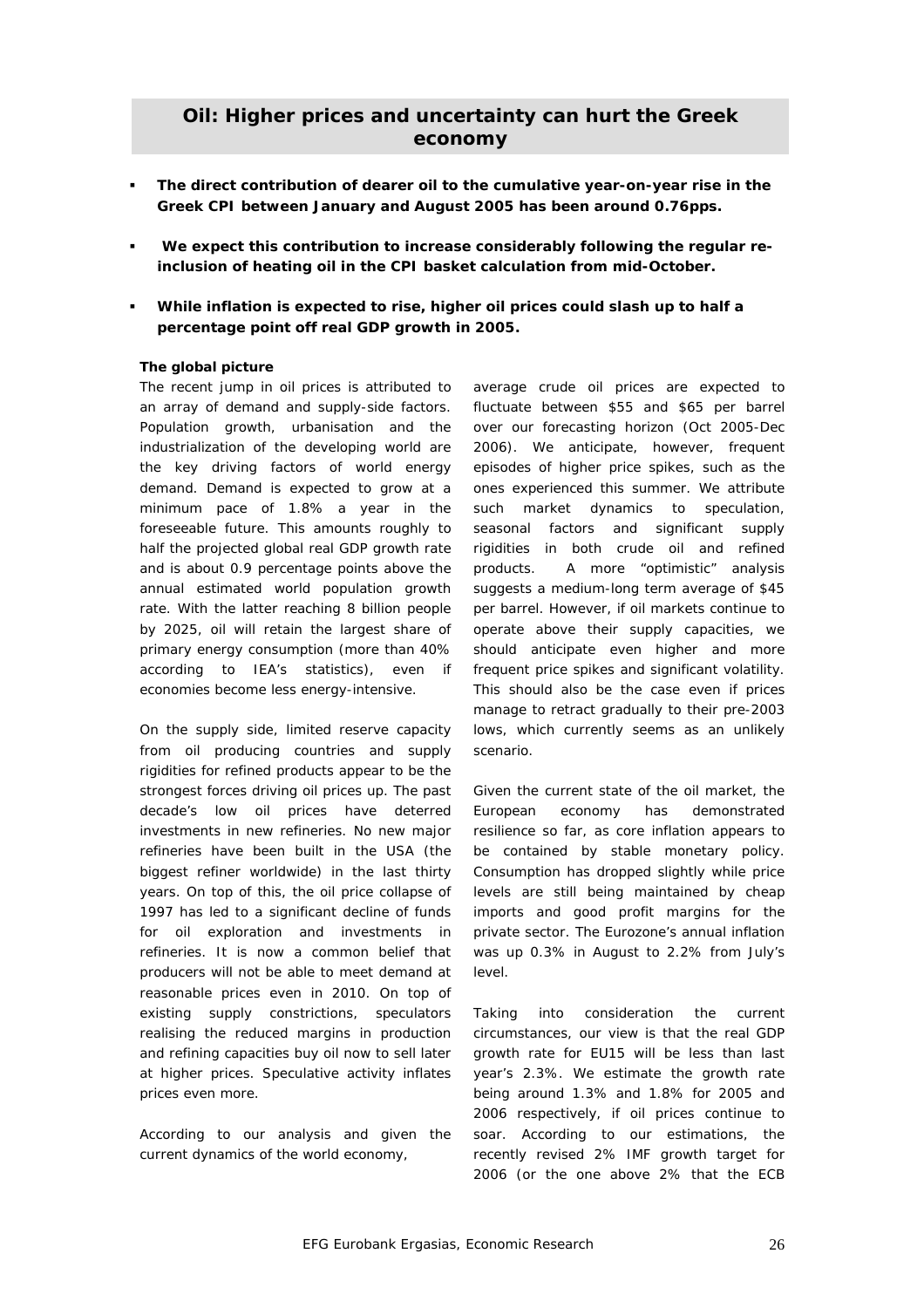## Oil: Higher prices and uncertainty can hurt the Greek economy

- **The direct contribution of dearer oil to the cumulative year-on-year rise in the Greek CPI between January and August 2005 has been around 0.76pps.**
- **We expect this contribution to increase considerably following the regular re-inclusion of heating oil in the CPI basket calculation from mid-October.**
- **While inflation is expected to rise, higher oil prices could slash up to half a percentage point off real GDP growth in 2005.**

**The global picture**

The recent jump in oil prices is attributed to an array of demand and supply-side factors. Population growth, urbanisation and the industrialization of the developing world are the key driving factors of world energy demand. Demand is expected to grow at a minimum pace of 1.8% a year in the foreseeable future. This amounts roughly to half the projected global real GDP growth rate and is about 0.9 percentage points above the annual estimated world population growth rate. With the latter reaching 8 billion people by 2025, oil will retain the largest share of primary energy consumption (more than 40% according to IEA's statistics), even if economies become less energy-intensive.

On the supply side, limited reserve capacity from oil producing countries and supply rigidities for refined products appear to be the strongest forces driving oil prices up. The past decade's low oil prices have deterred investments in new refineries. No new major refineries have been built in the USA (the biggest refiner worldwide) in the last thirty years. On top of this, the oil price collapse of 1997 has led to a significant decline of funds for oil exploration and investments in refineries. It is now a common belief that producers will not be able to meet demand at reasonable prices even in 2010. On top of existing supply constrictions, speculators realising the reduced margins in production and refining capacities buy oil now to sell later at higher prices. Speculative activity inflates prices even more.

According to our analysis and given the current dynamics of the world economy, average crude oil prices are expected to fluctuate between \$55 and \$65 per barrel over our forecasting horizon (Oct 2005-Dec 2006). We anticipate, however, frequent episodes of higher price spikes, such as the ones experienced this summer. We attribute such market dynamics to speculation, seasonal factors and significant supply rigidities in both crude oil and refined products. A more "optimistic" analysis suggests a medium-long term average of \$45 per barrel. However, if oil markets continue to operate above their supply capacities, we should anticipate even higher and more frequent price spikes and significant volatility. This should also be the case even if prices manage to retract gradually to their pre-2003 lows, which currently seems as an unlikely scenario.

Given the current state of the oil market, the European economy has demonstrated resilience so far, as core inflation appears to be contained by stable monetary policy. Consumption has dropped slightly while price levels are still being maintained by cheap imports and good profit margins for the private sector. The Eurozone's annual inflation was up 0.3% in August to 2.2% from July's level.

Taking into consideration the current circumstances, our view is that the real GDP growth rate for EU15 will be less than last year's 2.3%. We estimate the growth rate being around 1.3% and 1.8% for 2005 and 2006 respectively, if oil prices continue to soar. According to our estimations, the recently revised 2% IMF growth target for 2006 (or the one above 2% that the ECB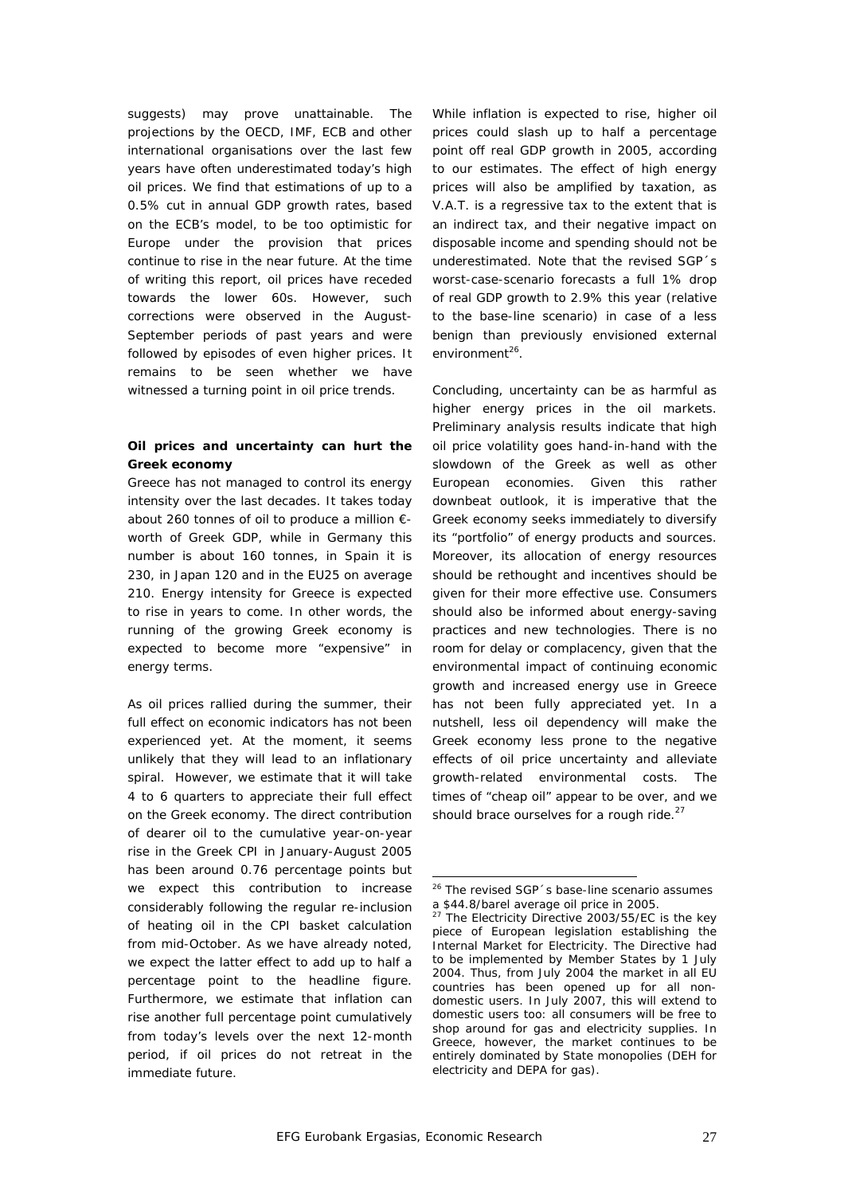suggests) may prove unattainable. The projections by the OECD, IMF, ECB and other international organisations over the last few years have often underestimated today's high oil prices. We find that estimations of up to a 0.5% cut in annual GDP growth rates, based on the ECB's model, to be too optimistic for Europe under the provision that prices continue to rise in the near future. At the time of writing this report, oil prices have receded towards the lower 60s. However, such corrections were observed in the August-September periods of past years and were followed by episodes of even higher prices. It remains to be seen whether we have witnessed a turning point in oil price trends.

**Oil prices and uncertainty can hurt the Greek economy**

Greece has not managed to control its energy intensity over the last decades. It takes today about 260 tonnes of oil to produce a million €-worth of Greek GDP, while in Germany this number is about 160 tonnes, in Spain it is 230, in Japan 120 and in the EU25 on average 210. Energy intensity for Greece is expected to rise in years to come. In other words, the running of the growing Greek economy is expected to become more "expensive" in energy terms.

As oil prices rallied during the summer, their full effect on economic indicators has not been experienced yet. At the moment, it seems unlikely that they will lead to an inflationary spiral. However, we estimate that it will take 4 to 6 quarters to appreciate their full effect on the Greek economy. The direct contribution of dearer oil to the cumulative year-on-year rise in the Greek CPI in January-August 2005 has been around 0.76 percentage points but we expect this contribution to increase considerably following the regular re-inclusion of heating oil in the CPI basket calculation from mid-October. As we have already noted, we expect the latter effect to add up to half a percentage point to the headline figure. Furthermore, we estimate that inflation can rise another full percentage point cumulatively from today's levels over the next 12-month period, if oil prices do not retreat in the immediate future.

While inflation is expected to rise, higher oil prices could slash up to half a percentage point off real GDP growth in 2005, according to our estimates. The effect of high energy prices will also be amplified by taxation, as V.A.T. is a regressive tax to the extent that is an indirect tax, and their negative impact on disposable income and spending should not be underestimated. Note that the revised SGP´s worst-case-scenario forecasts a full 1% drop of real GDP growth to 2.9% this year (relative to the base-line scenario) in case of a less benign than previously envisioned external environment[26].

Concluding, uncertainty can be as harmful as higher energy prices in the oil markets. Preliminary analysis results indicate that high oil price volatility goes hand-in-hand with the slowdown of the Greek as well as other European economies. Given this rather downbeat outlook, it is imperative that the Greek economy seeks immediately to diversify its "portfolio" of energy products and sources. Moreover, its allocation of energy resources should be rethought and incentives should be given for their more effective use. Consumers should also be informed about energy-saving practices and new technologies. There is no room for delay or complacency, given that the environmental impact of continuing economic growth and increased energy use in Greece has not been fully appreciated yet. In a nutshell, less oil dependency will make the Greek economy less prone to the negative effects of oil price uncertainty and alleviate growth-related environmental costs. The times of "cheap oil" appear to be over, and we should brace ourselves for a rough ride.[27]

---

[26] The revised SGP´s base-line scenario assumes a $44.8/barel average oil price in 2005.

[27] The Electricity Directive 2003/55/EC is the key piece of European legislation establishing the Internal Market for Electricity. The Directive had to be implemented by Member States by 1 July 2004. Thus, from July 2004 the market in all EU countries has been opened up for all non-domestic users. In July 2007, this will extend to domestic users too: all consumers will be free to shop around for gas and electricity supplies. In Greece, however, the market continues to be entirely dominated by State monopolies (DEH for electricity and DEPA for gas).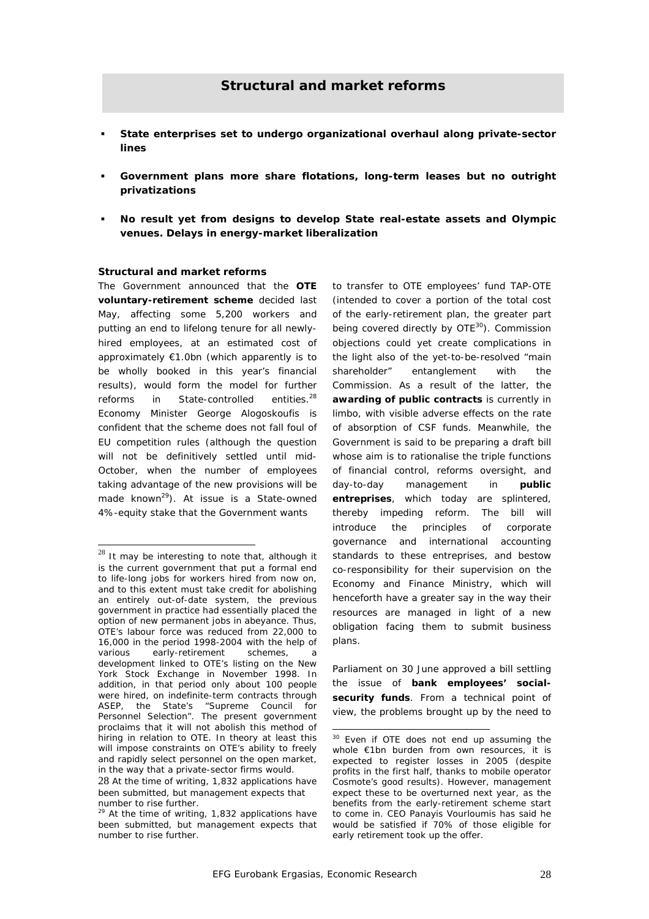## Structural and market reforms

- **State enterprises set to undergo organizational overhaul along private-sector lines**
- **Government plans more share flotations, long-term leases but no outright privatizations**
- **No result yet from designs to develop State real-estate assets and Olympic venues. Delays in energy-market liberalization**

### Structural and market reforms

The Government announced that the **OTE voluntary-retirement scheme** decided last May, affecting some 5,200 workers and putting an end to lifelong tenure for all newly-hired employees, at an estimated cost of approximately €1.0bn (which apparently is to be wholly booked in this year's financial results), would form the model for further reforms in State-controlled entities.[28] Economy Minister George Alogoskoufis is confident that the scheme does not fall foul of EU competition rules (although the question will not be definitively settled until mid-October, when the number of employees taking advantage of the new provisions will be made known[29]). At issue is a State-owned 4%-equity stake that the Government wants to transfer to OTE employees' fund TAP-OTE (intended to cover a portion of the total cost of the early-retirement plan, the greater part being covered directly by OTE[30]). Commission objections could yet create complications in the light also of the yet-to-be-resolved "main shareholder" entanglement with the Commission. As a result of the latter, the **awarding of public contracts** is currently in limbo, with visible adverse effects on the rate of absorption of CSF funds. Meanwhile, the Government is said to be preparing a draft bill whose aim is to rationalise the triple functions of financial control, reforms oversight, and day-to-day management in **public entreprises**, which today are splintered, thereby impeding reform. The bill will introduce the principles of corporate governance and international accounting standards to these entreprises, and bestow co-responsibility for their supervision on the Economy and Finance Ministry, which will henceforth have a greater say in the way their resources are managed in light of a new obligation facing them to submit business plans.

Parliament on 30 June approved a bill settling the issue of **bank employees' social-security funds**. From a technical point of view, the problems brought up by the need to

---

[28] It may be interesting to note that, although it is the current government that put a formal end to life-long jobs for workers hired from now on, and to this extent must take credit for abolishing an entirely out-of-date system, the previous government in practice had essentially placed the option of new permanent jobs in abeyance. Thus, OTE's labour force was reduced from 22,000 to 16,000 in the period 1998-2004 with the help of various early-retirement schemes, a development linked to OTE's listing on the New York Stock Exchange in November 1998. In addition, in that period only about 100 people were hired, on indefinite-term contracts through ASEP, the State's "Supreme Council for Personnel Selection". The present government proclaims that it will not abolish this method of hiring in relation to OTE. In theory at least this will impose constraints on OTE's ability to freely and rapidly select personnel on the open market, in the way that a private-sector firms would.

28 At the time of writing, 1,832 applications have been submitted, but management expects that number to rise further.

[29] At the time of writing, 1,832 applications have been submitted, but management expects that number to rise further.

[30] Even if OTE does not end up assuming the whole €1bn burden from own resources, it is expected to register losses in 2005 (despite profits in the first half, thanks to mobile operator Cosmote's good results). However, management expect these to be overturned next year, as the benefits from the early-retirement scheme start to come in. CEO Panayis Vourloumis has said he would be satisfied if 70% of those eligible for early retirement took up the offer.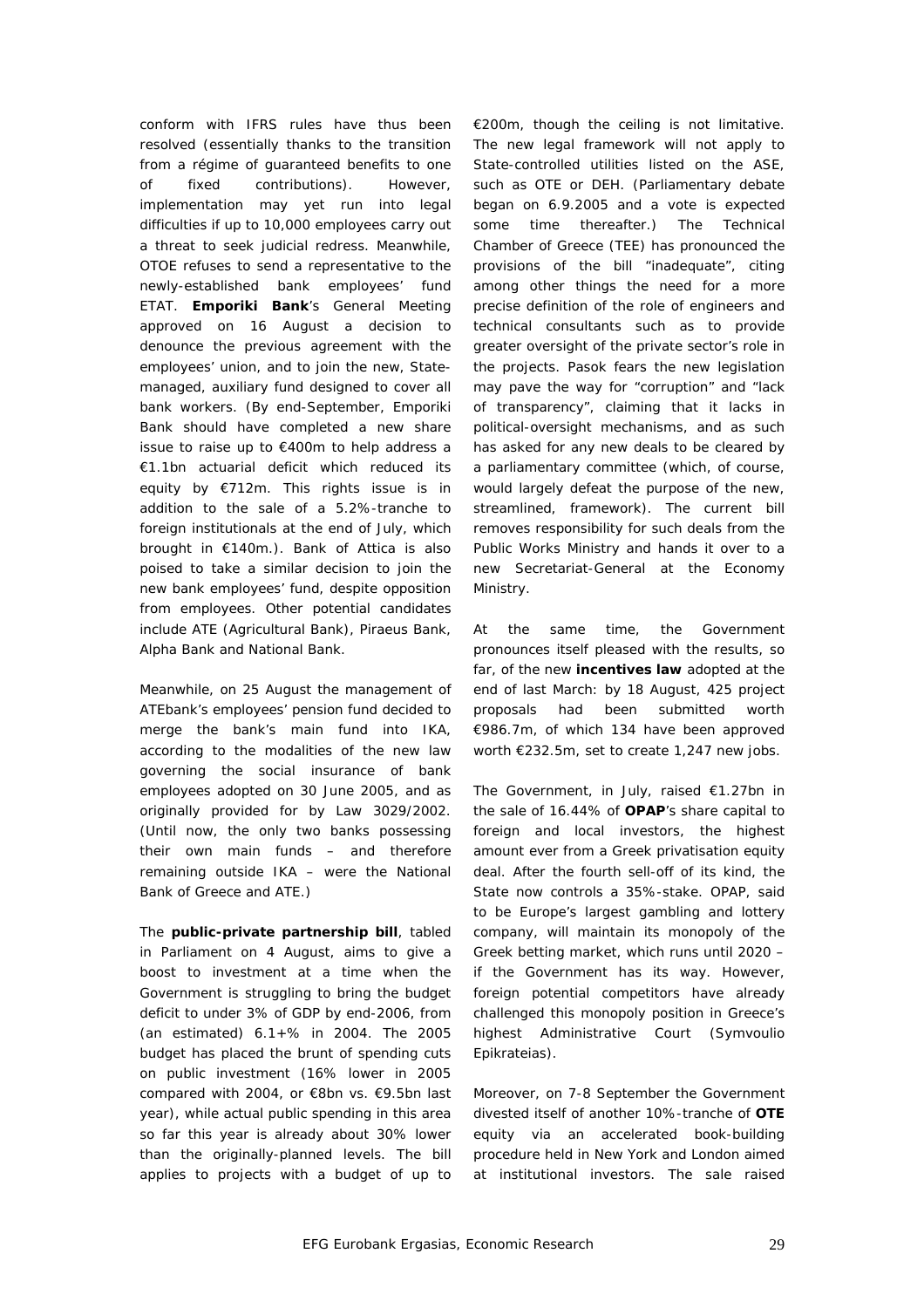conform with IFRS rules have thus been resolved (essentially thanks to the transition from a régime of guaranteed benefits to one of fixed contributions). However, implementation may yet run into legal difficulties if up to 10,000 employees carry out a threat to seek judicial redress. Meanwhile, OTOE refuses to send a representative to the newly-established bank employees' fund ETAT. **Emporiki Bank**'s General Meeting approved on 16 August a decision to denounce the previous agreement with the employees' union, and to join the new, State-managed, auxiliary fund designed to cover all bank workers. (By end-September, Emporiki Bank should have completed a new share issue to raise up to €400m to help address a €1.1bn actuarial deficit which reduced its equity by €712m. This rights issue is in addition to the sale of a 5.2%-tranche to foreign institutionals at the end of July, which brought in €140m.). Bank of Attica is also poised to take a similar decision to join the new bank employees' fund, despite opposition from employees. Other potential candidates include ATE (Agricultural Bank), Piraeus Bank, Alpha Bank and National Bank.

Meanwhile, on 25 August the management of ATEbank's employees' pension fund decided to merge the bank's main fund into IKA, according to the modalities of the new law governing the social insurance of bank employees adopted on 30 June 2005, and as originally provided for by Law 3029/2002. (Until now, the only two banks possessing their own main funds – and therefore remaining outside IKA – were the National Bank of Greece and ATE.)

The **public-private partnership bill**, tabled in Parliament on 4 August, aims to give a boost to investment at a time when the Government is struggling to bring the budget deficit to under 3% of GDP by end-2006, from (an estimated) 6.1+% in 2004. The 2005 budget has placed the brunt of spending cuts on public investment (16% lower in 2005 compared with 2004, or €8bn vs. €9.5bn last year), while actual public spending in this area so far this year is already about 30% lower than the originally-planned levels. The bill applies to projects with a budget of up to €200m, though the ceiling is not limitative. The new legal framework will not apply to State-controlled utilities listed on the ASE, such as OTE or DEH. (Parliamentary debate began on 6.9.2005 and a vote is expected some time thereafter.) The Technical Chamber of Greece (TEE) has pronounced the provisions of the bill "inadequate", citing among other things the need for a more precise definition of the role of engineers and technical consultants such as to provide greater oversight of the private sector's role in the projects. Pasok fears the new legislation may pave the way for "corruption" and "lack of transparency", claiming that it lacks in political-oversight mechanisms, and as such has asked for any new deals to be cleared by a parliamentary committee (which, of course, would largely defeat the purpose of the new, streamlined, framework). The current bill removes responsibility for such deals from the Public Works Ministry and hands it over to a new Secretariat-General at the Economy Ministry.

At the same time, the Government pronounces itself pleased with the results, so far, of the new **incentives law** adopted at the end of last March: by 18 August, 425 project proposals had been submitted worth €986.7m, of which 134 have been approved worth €232.5m, set to create 1,247 new jobs.

The Government, in July, raised €1.27bn in the sale of 16.44% of **OPAP**'s share capital to foreign and local investors, the highest amount ever from a Greek privatisation equity deal. After the fourth sell-off of its kind, the State now controls a 35%-stake. OPAP, said to be Europe's largest gambling and lottery company, will maintain its monopoly of the Greek betting market, which runs until 2020 – if the Government has its way. However, foreign potential competitors have already challenged this monopoly position in Greece's highest Administrative Court (Symvoulio Epikrateias).

Moreover, on 7-8 September the Government divested itself of another 10%-tranche of **OTE** equity via an accelerated book-building procedure held in New York and London aimed at institutional investors. The sale raised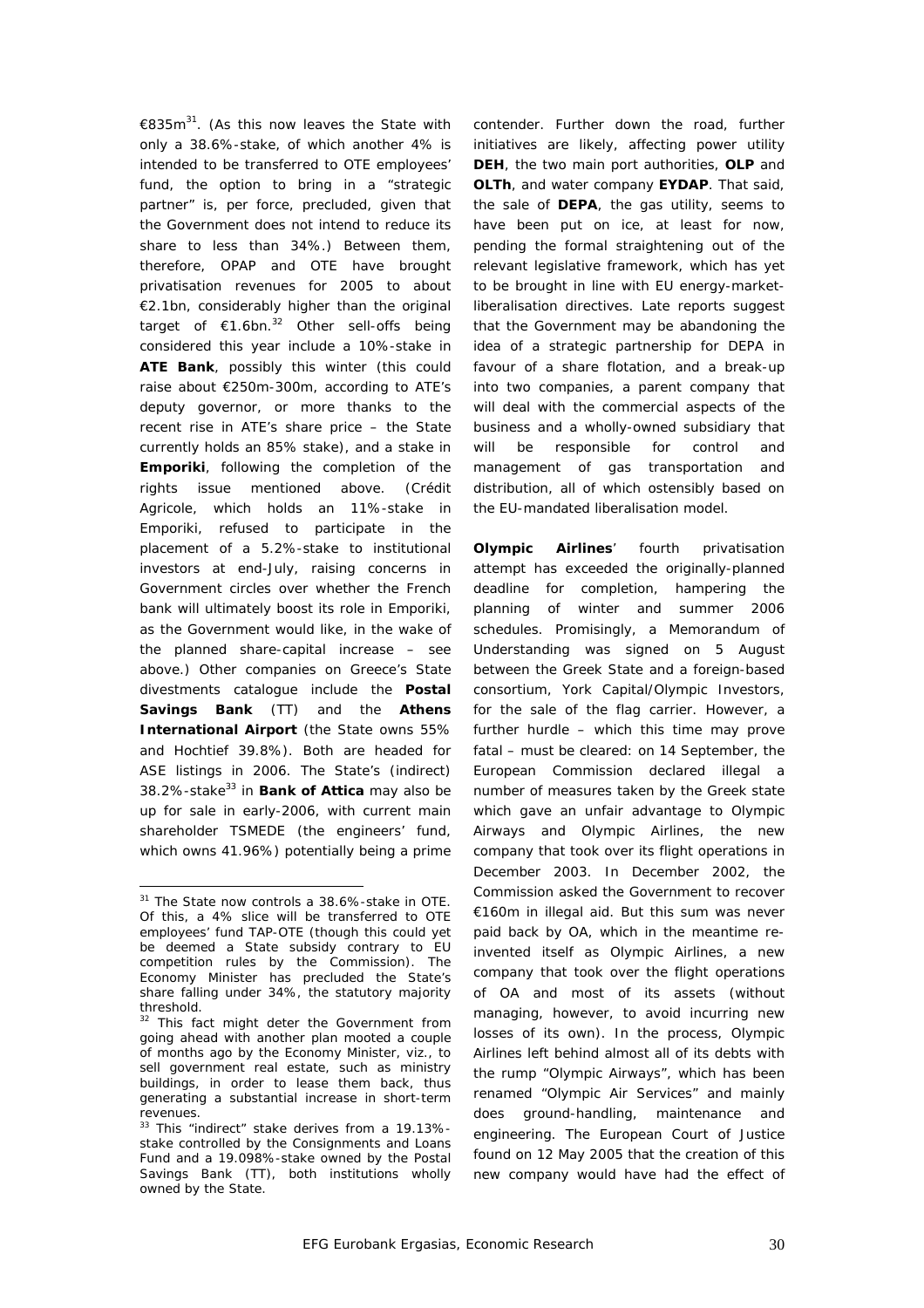€835m[31]. (As this now leaves the State with only a 38.6%-stake, of which another 4% is intended to be transferred to OTE employees' fund, the option to bring in a "strategic partner" is, per force, precluded, given that the Government does not intend to reduce its share to less than 34%.) Between them, therefore, OPAP and OTE have brought privatisation revenues for 2005 to about €2.1bn, considerably higher than the original target of €1.6bn.[32] Other sell-offs being considered this year include a 10%-stake in **ATE Bank**, possibly this winter (this could raise about €250m-300m, according to ATE's deputy governor, or more thanks to the recent rise in ATE's share price – the State currently holds an 85% stake), and a stake in **Emporiki**, following the completion of the rights issue mentioned above. (Crédit Agricole, which holds an 11%-stake in Emporiki, refused to participate in the placement of a 5.2%-stake to institutional investors at end-July, raising concerns in Government circles over whether the French bank will ultimately boost its role in Emporiki, as the Government would like, in the wake of the planned share-capital increase – see above.) Other companies on Greece's State divestments catalogue include the **Postal Savings Bank** (TT) and the **Athens International Airport** (the State owns 55% and Hochtief 39.8%). Both are headed for ASE listings in 2006. The State's (indirect) 38.2%-stake[33] in **Bank of Attica** may also be up for sale in early-2006, with current main shareholder TSMEDE (the engineers' fund, which owns 41.96%) potentially being a prime contender. Further down the road, further initiatives are likely, affecting power utility **DEH**, the two main port authorities, **OLP** and **OLTh**, and water company **EYDAP**. That said, the sale of **DEPA**, the gas utility, seems to have been put on ice, at least for now, pending the formal straightening out of the relevant legislative framework, which has yet to be brought in line with EU energy-market-liberalisation directives. Late reports suggest that the Government may be abandoning the idea of a strategic partnership for DEPA in favour of a share flotation, and a break-up into two companies, a parent company that will deal with the commercial aspects of the business and a wholly-owned subsidiary that will be responsible for control and management of gas transportation and distribution, all of which ostensibly based on the EU-mandated liberalisation model.

**Olympic Airlines**' fourth privatisation attempt has exceeded the originally-planned deadline for completion, hampering the planning of winter and summer 2006 schedules. Promisingly, a Memorandum of Understanding was signed on 5 August between the Greek State and a foreign-based consortium, York Capital/Olympic Investors, for the sale of the flag carrier. However, a further hurdle – which this time may prove fatal – must be cleared: on 14 September, the European Commission declared illegal a number of measures taken by the Greek state which gave an unfair advantage to Olympic Airways and Olympic Airlines, the new company that took over its flight operations in December 2003. In December 2002, the Commission asked the Government to recover €160m in illegal aid. But this sum was never paid back by OA, which in the meantime re-invented itself as Olympic Airlines, a new company that took over the flight operations of OA and most of its assets (without managing, however, to avoid incurring new losses of its own). In the process, Olympic Airlines left behind almost all of its debts with the rump "Olympic Airways", which has been renamed "Olympic Air Services" and mainly does ground-handling, maintenance and engineering. The European Court of Justice found on 12 May 2005 that the creation of this new company would have had the effect of

---

[31] The State now controls a 38.6%-stake in OTE. Of this, a 4% slice will be transferred to OTE employees' fund TAP-OTE (though this could yet be deemed a State subsidy contrary to EU competition rules by the Commission). The Economy Minister has precluded the State's share falling under 34%, the statutory majority threshold.

[32] This fact might deter the Government from going ahead with another plan mooted a couple of months ago by the Economy Minister, viz., to sell government real estate, such as ministry buildings, in order to lease them back, thus generating a substantial increase in short-term revenues.

[33] This "indirect" stake derives from a 19.13%-stake controlled by the Consignments and Loans Fund and a 19.098%-stake owned by the Postal Savings Bank (TT), both institutions wholly owned by the State.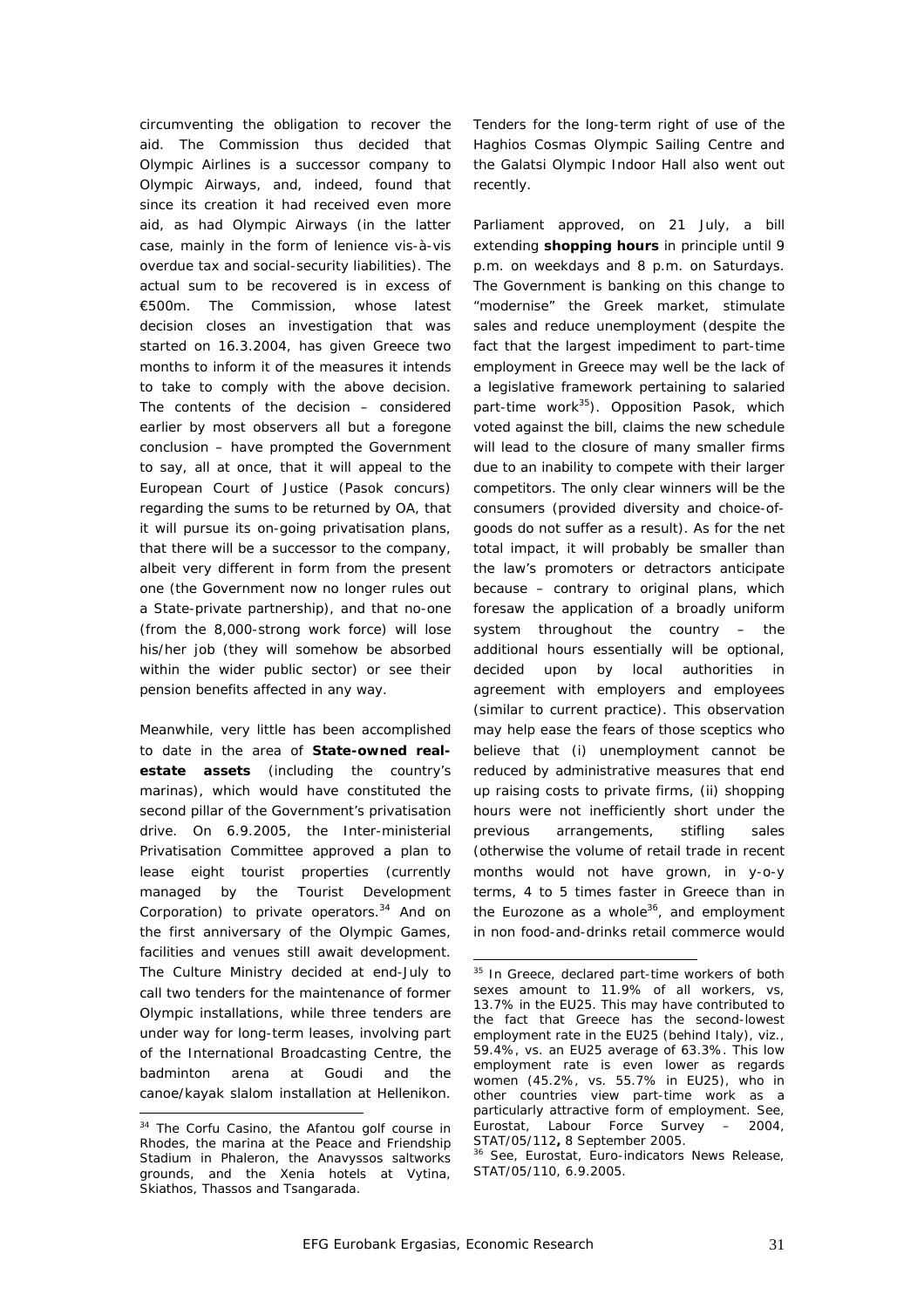circumventing the obligation to recover the aid. The Commission thus decided that Olympic Airlines is a successor company to Olympic Airways, and, indeed, found that since its creation it had received even more aid, as had Olympic Airways (in the latter case, mainly in the form of lenience vis-à-vis overdue tax and social-security liabilities). The actual sum to be recovered is in excess of €500m. The Commission, whose latest decision closes an investigation that was started on 16.3.2004, has given Greece two months to inform it of the measures it intends to take to comply with the above decision. The contents of the decision – considered earlier by most observers all but a foregone conclusion – have prompted the Government to say, all at once, that it will appeal to the European Court of Justice (Pasok concurs) regarding the sums to be returned by OA, that it will pursue its on-going privatisation plans, that there will be a successor to the company, albeit very different in form from the present one (the Government now no longer rules out a State-private partnership), and that no-one (from the 8,000-strong work force) will lose his/her job (they will somehow be absorbed within the wider public sector) or see their pension benefits affected in any way.

Meanwhile, very little has been accomplished to date in the area of **State-owned real-estate assets** (including the country's marinas), which would have constituted the second pillar of the Government's privatisation drive. On 6.9.2005, the Inter-ministerial Privatisation Committee approved a plan to lease eight tourist properties (currently managed by the Tourist Development Corporation) to private operators.[34] And on the first anniversary of the Olympic Games, facilities and venues still await development. The Culture Ministry decided at end-July to call two tenders for the maintenance of former Olympic installations, while three tenders are under way for long-term leases, involving part of the International Broadcasting Centre, the badminton arena at Goudi and the canoe/kayak slalom installation at Hellenikon. Tenders for the long-term right of use of the Haghios Cosmas Olympic Sailing Centre and the Galatsi Olympic Indoor Hall also went out recently.

Parliament approved, on 21 July, a bill extending **shopping hours** in principle until 9 p.m. on weekdays and 8 p.m. on Saturdays. The Government is banking on this change to "modernise" the Greek market, stimulate sales and reduce unemployment (despite the fact that the largest impediment to part-time employment in Greece may well be the lack of a legislative framework pertaining to salaried part-time work[35]). Opposition Pasok, which voted against the bill, claims the new schedule will lead to the closure of many smaller firms due to an inability to compete with their larger competitors. The only clear winners will be the consumers (provided diversity and choice-of-goods do not suffer as a result). As for the net total impact, it will probably be smaller than the law's promoters or detractors anticipate because – contrary to original plans, which foresaw the application of a broadly uniform system throughout the country – the additional hours essentially will be optional, decided upon by local authorities in agreement with employers and employees (similar to current practice). This observation may help ease the fears of those sceptics who believe that (i) unemployment cannot be reduced by administrative measures that end up raising costs to private firms, (ii) shopping hours were not inefficiently short under the previous arrangements, stifling sales (otherwise the volume of retail trade in recent months would not have grown, in y-o-y terms, 4 to 5 times faster in Greece than in the Eurozone as a whole[36], and employment in non food-and-drinks retail commerce would

---

[34] The Corfu Casino, the Afantou golf course in Rhodes, the marina at the Peace and Friendship Stadium in Phaleron, the Anavyssos saltworks grounds, and the Xenia hotels at Vytina, Skiathos, Thassos and Tsangarada.

[35] In Greece, declared part-time workers of both sexes amount to 11.9% of all workers, vs, 13.7% in the EU25. This may have contributed to the fact that Greece has the second-lowest employment rate in the EU25 (behind Italy), viz., 59.4%, vs. an EU25 average of 63.3%. This low employment rate is even lower as regards women (45.2%, vs. 55.7% in EU25), who in other countries view part-time work as a particularly attractive form of employment. See, Eurostat, Labour Force Survey – 2004, STAT/05/112**,** 8 September 2005.

[36] See, Eurostat, Euro-indicators News Release, STAT/05/110, 6.9.2005.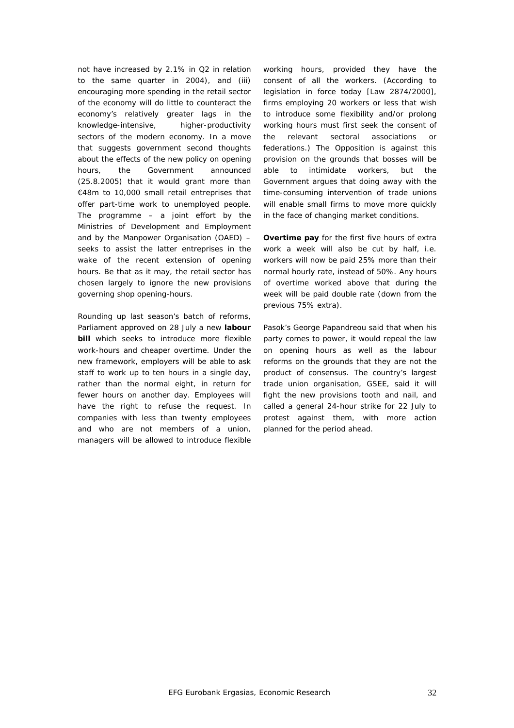not have increased by 2.1% in Q2 in relation to the same quarter in 2004), and (iii) encouraging more spending in the retail sector of the economy will do little to counteract the economy's relatively greater lags in the knowledge-intensive, higher-productivity sectors of the modern economy. In a move that suggests government second thoughts about the effects of the new policy on opening hours, the Government announced (25.8.2005) that it would grant more than €48m to 10,000 small retail entreprises that offer part-time work to unemployed people. The programme – a joint effort by the Ministries of Development and Employment and by the Manpower Organisation (OAED) – seeks to assist the latter entreprises in the wake of the recent extension of opening hours. Be that as it may, the retail sector has chosen largely to ignore the new provisions governing shop opening-hours.

Rounding up last season's batch of reforms, Parliament approved on 28 July a new **labour bill** which seeks to introduce more flexible work-hours and cheaper overtime. Under the new framework, employers will be able to ask staff to work up to ten hours in a single day, rather than the normal eight, in return for fewer hours on another day. Employees will have the right to refuse the request. In companies with less than twenty employees and who are not members of a union, managers will be allowed to introduce flexible working hours, provided they have the consent of all the workers. (According to legislation in force today [Law 2874/2000], firms employing 20 workers or less that wish to introduce some flexibility and/or prolong working hours must first seek the consent of the relevant sectoral associations or federations.) The Opposition is against this provision on the grounds that bosses will be able to intimidate workers, but the Government argues that doing away with the time-consuming intervention of trade unions will enable small firms to move more quickly in the face of changing market conditions.

**Overtime pay** for the first five hours of extra work a week will also be cut by half, i.e. workers will now be paid 25% more than their normal hourly rate, instead of 50%. Any hours of overtime worked above that during the week will be paid double rate (down from the previous 75% extra).

Pasok's George Papandreou said that when his party comes to power, it would repeal the law on opening hours as well as the labour reforms on the grounds that they are not the product of consensus. The country's largest trade union organisation, GSEE, said it will fight the new provisions tooth and nail, and called a general 24-hour strike for 22 July to protest against them, with more action planned for the period ahead.